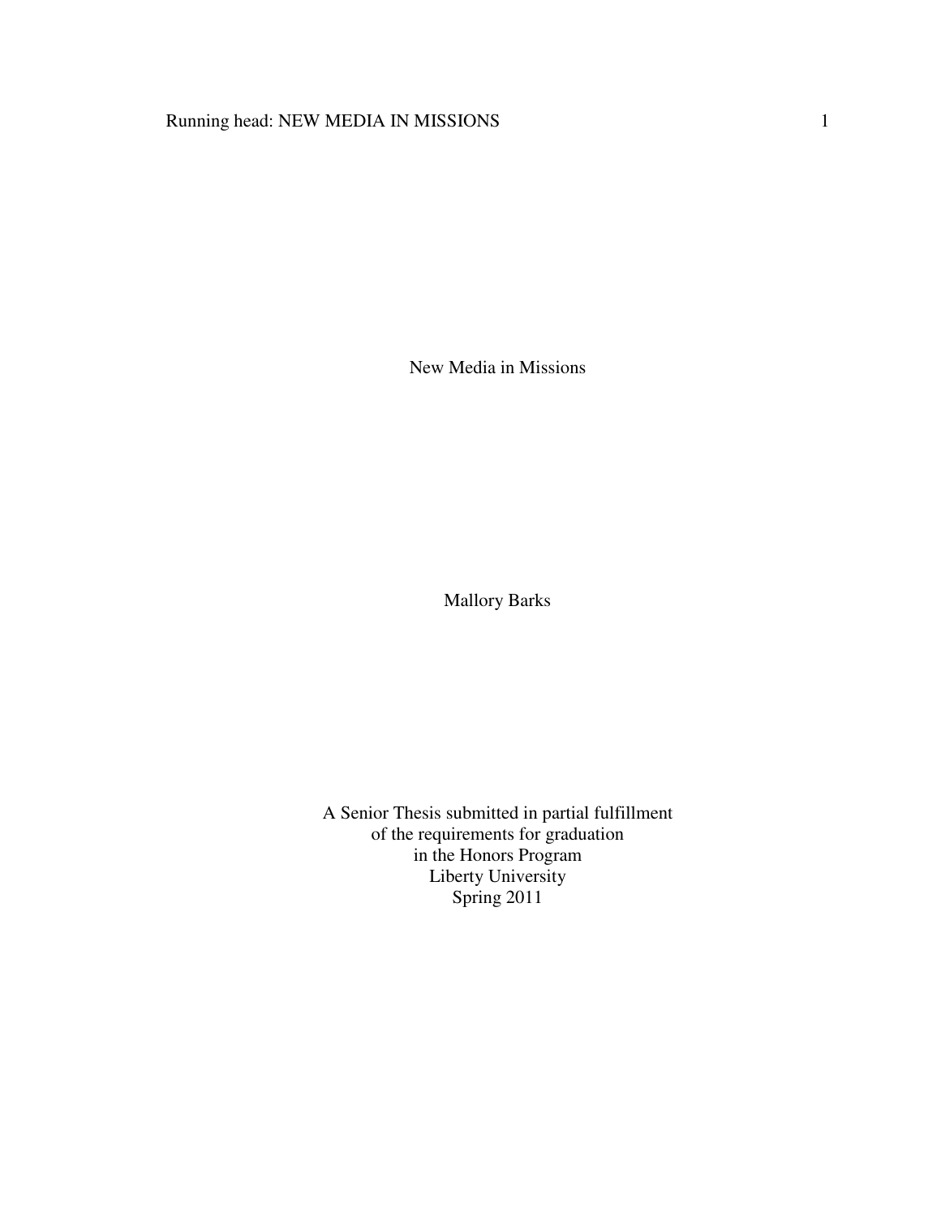# New Media in Missions

Mallory Barks

A Senior Thesis submitted in partial fulfillment
of the requirements for graduation
in the Honors Program
Liberty University
Spring 2011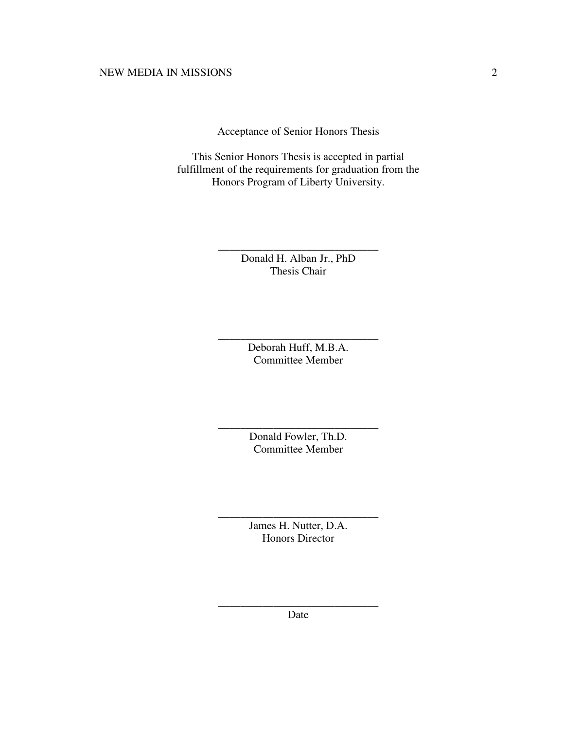Acceptance of Senior Honors Thesis

This Senior Honors Thesis is accepted in partial fulfillment of the requirements for graduation from the Honors Program of Liberty University.

______________________________
Donald H. Alban Jr., PhD
Thesis Chair

______________________________
Deborah Huff, M.B.A.
Committee Member

______________________________
Donald Fowler, Th.D.
Committee Member

______________________________
James H. Nutter, D.A.
Honors Director

______________________________
Date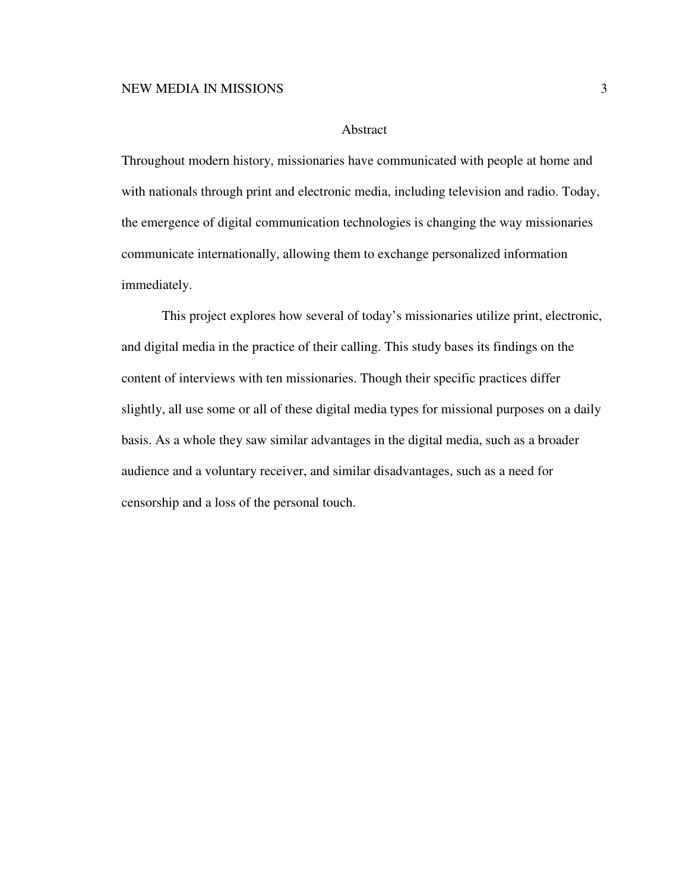# Abstract

Throughout modern history, missionaries have communicated with people at home and with nationals through print and electronic media, including television and radio. Today, the emergence of digital communication technologies is changing the way missionaries communicate internationally, allowing them to exchange personalized information immediately.

This project explores how several of today's missionaries utilize print, electronic, and digital media in the practice of their calling. This study bases its findings on the content of interviews with ten missionaries. Though their specific practices differ slightly, all use some or all of these digital media types for missional purposes on a daily basis. As a whole they saw similar advantages in the digital media, such as a broader audience and a voluntary receiver, and similar disadvantages, such as a need for censorship and a loss of the personal touch.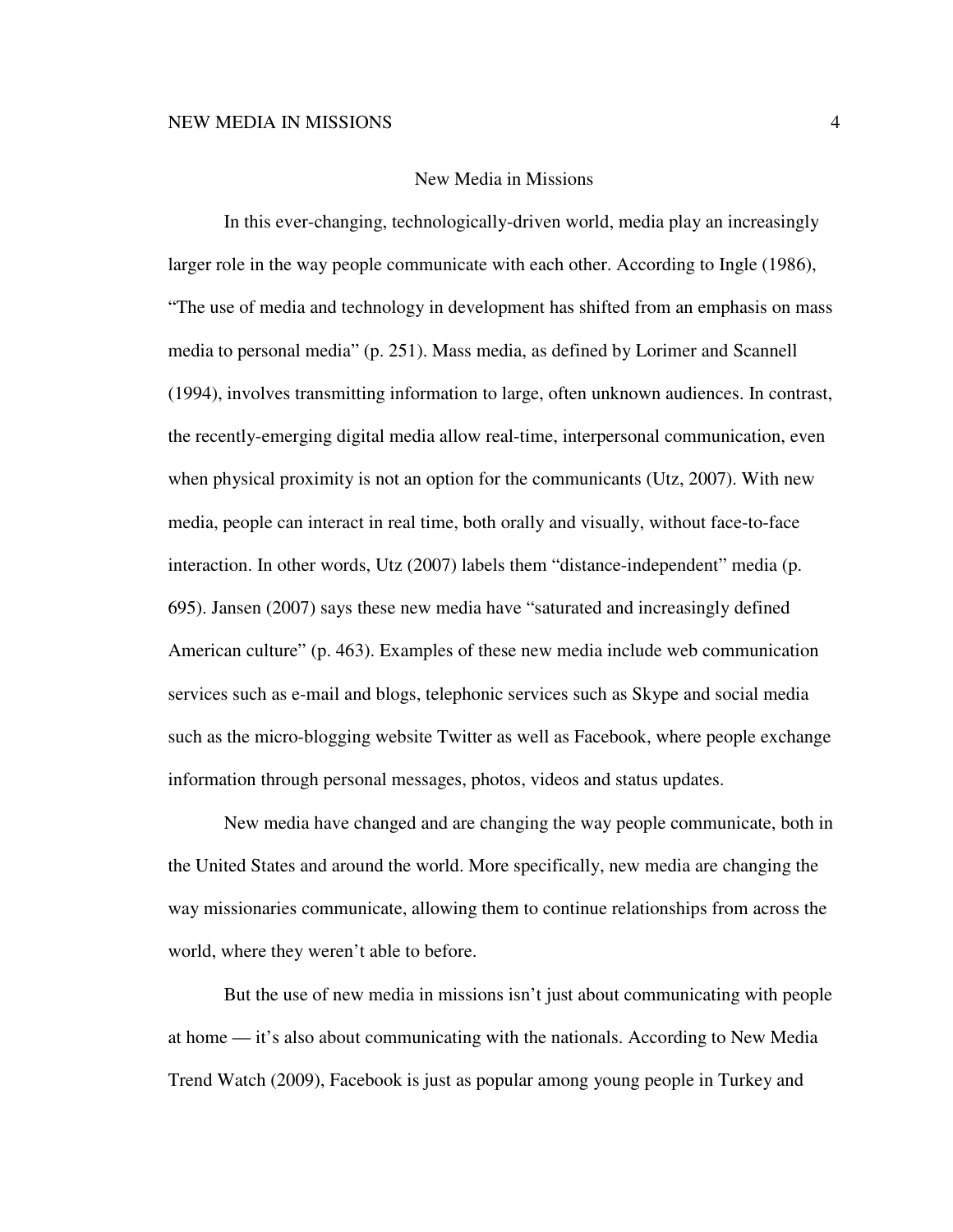# New Media in Missions

In this ever-changing, technologically-driven world, media play an increasingly larger role in the way people communicate with each other. According to Ingle (1986), "The use of media and technology in development has shifted from an emphasis on mass media to personal media" (p. 251). Mass media, as defined by Lorimer and Scannell (1994), involves transmitting information to large, often unknown audiences. In contrast, the recently-emerging digital media allow real-time, interpersonal communication, even when physical proximity is not an option for the communicants (Utz, 2007). With new media, people can interact in real time, both orally and visually, without face-to-face interaction. In other words, Utz (2007) labels them "distance-independent" media (p. 695). Jansen (2007) says these new media have "saturated and increasingly defined American culture" (p. 463). Examples of these new media include web communication services such as e-mail and blogs, telephonic services such as Skype and social media such as the micro-blogging website Twitter as well as Facebook, where people exchange information through personal messages, photos, videos and status updates.

New media have changed and are changing the way people communicate, both in the United States and around the world. More specifically, new media are changing the way missionaries communicate, allowing them to continue relationships from across the world, where they weren't able to before.

But the use of new media in missions isn't just about communicating with people at home — it's also about communicating with the nationals. According to New Media Trend Watch (2009), Facebook is just as popular among young people in Turkey and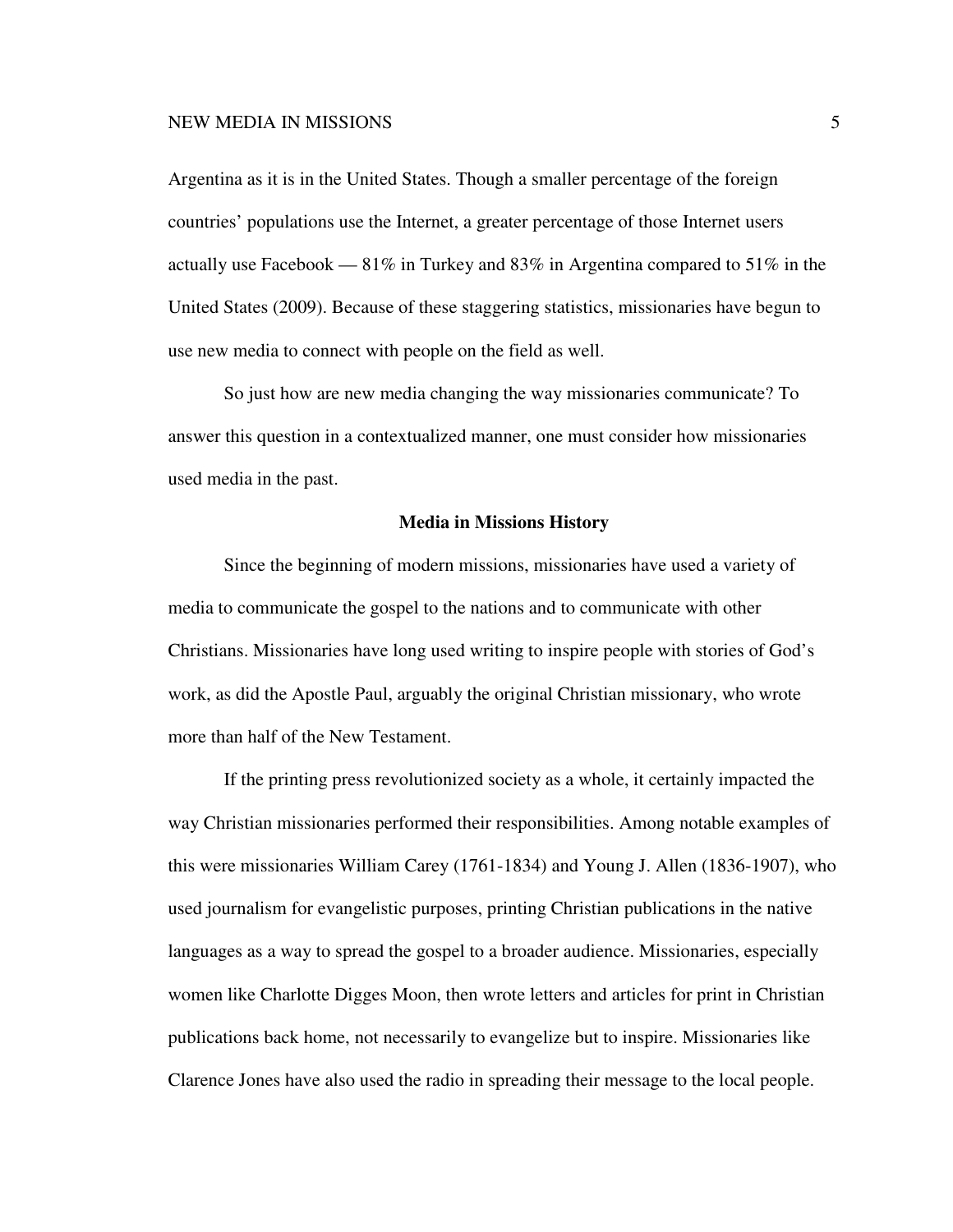Argentina as it is in the United States. Though a smaller percentage of the foreign countries' populations use the Internet, a greater percentage of those Internet users actually use Facebook — 81% in Turkey and 83% in Argentina compared to 51% in the United States (2009). Because of these staggering statistics, missionaries have begun to use new media to connect with people on the field as well.

So just how are new media changing the way missionaries communicate? To answer this question in a contextualized manner, one must consider how missionaries used media in the past.

## Media in Missions History

Since the beginning of modern missions, missionaries have used a variety of media to communicate the gospel to the nations and to communicate with other Christians. Missionaries have long used writing to inspire people with stories of God's work, as did the Apostle Paul, arguably the original Christian missionary, who wrote more than half of the New Testament.

If the printing press revolutionized society as a whole, it certainly impacted the way Christian missionaries performed their responsibilities. Among notable examples of this were missionaries William Carey (1761-1834) and Young J. Allen (1836-1907), who used journalism for evangelistic purposes, printing Christian publications in the native languages as a way to spread the gospel to a broader audience. Missionaries, especially women like Charlotte Digges Moon, then wrote letters and articles for print in Christian publications back home, not necessarily to evangelize but to inspire. Missionaries like Clarence Jones have also used the radio in spreading their message to the local people.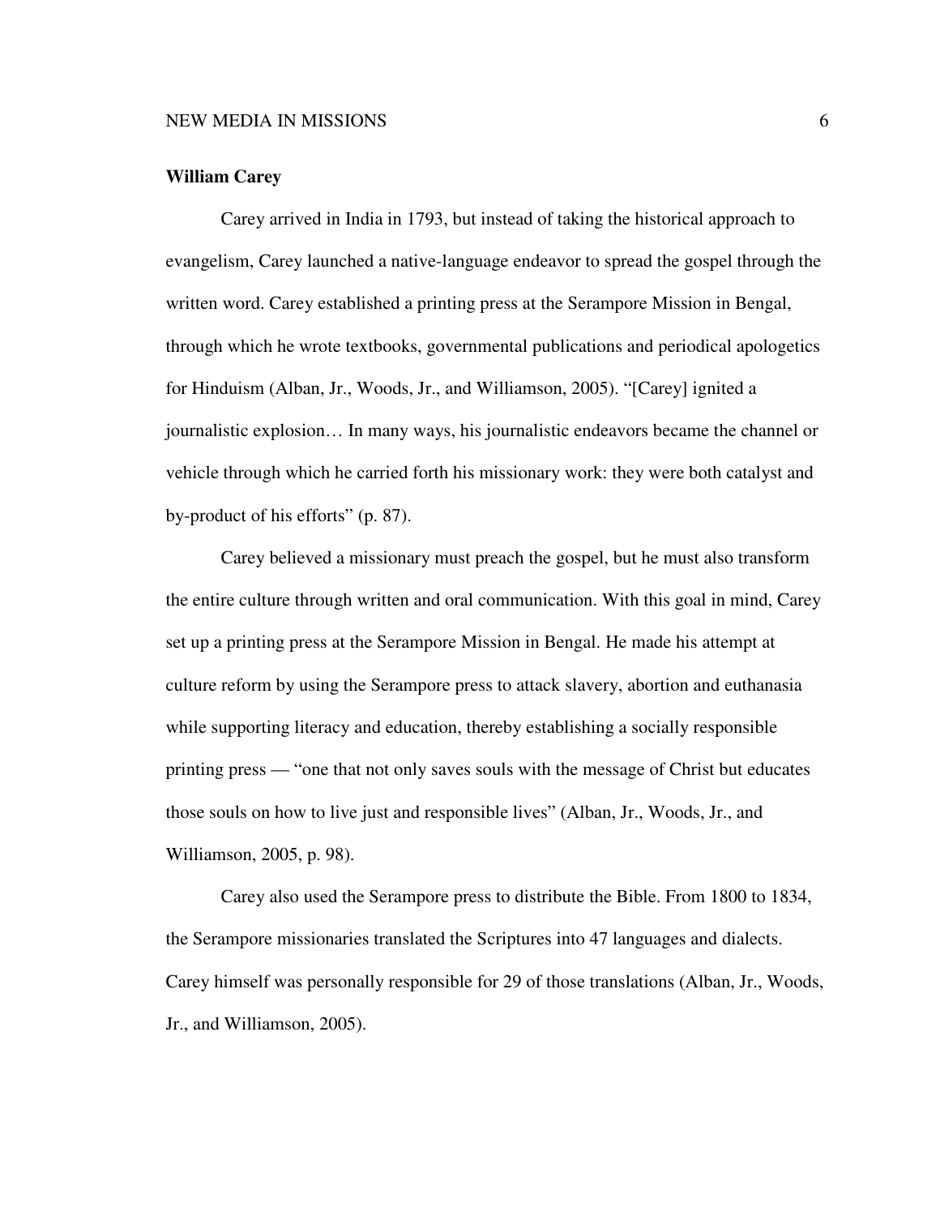**William Carey**

Carey arrived in India in 1793, but instead of taking the historical approach to evangelism, Carey launched a native-language endeavor to spread the gospel through the written word. Carey established a printing press at the Serampore Mission in Bengal, through which he wrote textbooks, governmental publications and periodical apologetics for Hinduism (Alban, Jr., Woods, Jr., and Williamson, 2005). "[Carey] ignited a journalistic explosion… In many ways, his journalistic endeavors became the channel or vehicle through which he carried forth his missionary work: they were both catalyst and by-product of his efforts" (p. 87).

Carey believed a missionary must preach the gospel, but he must also transform the entire culture through written and oral communication. With this goal in mind, Carey set up a printing press at the Serampore Mission in Bengal. He made his attempt at culture reform by using the Serampore press to attack slavery, abortion and euthanasia while supporting literacy and education, thereby establishing a socially responsible printing press — "one that not only saves souls with the message of Christ but educates those souls on how to live just and responsible lives" (Alban, Jr., Woods, Jr., and Williamson, 2005, p. 98).

Carey also used the Serampore press to distribute the Bible. From 1800 to 1834, the Serampore missionaries translated the Scriptures into 47 languages and dialects. Carey himself was personally responsible for 29 of those translations (Alban, Jr., Woods, Jr., and Williamson, 2005).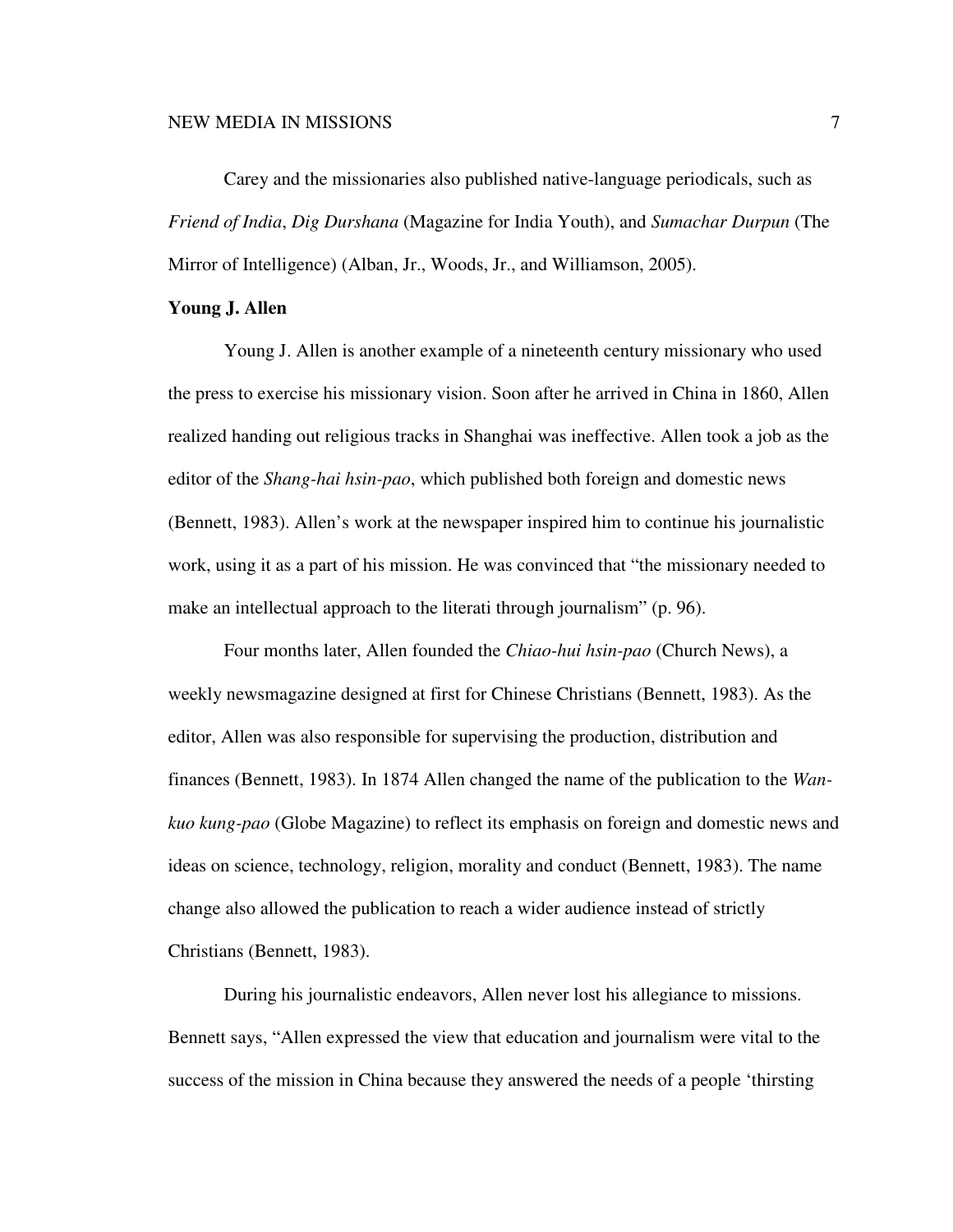Carey and the missionaries also published native-language periodicals, such as *Friend of India*, *Dig Durshana* (Magazine for India Youth), and *Sumachar Durpun* (The Mirror of Intelligence) (Alban, Jr., Woods, Jr., and Williamson, 2005).

**Young J. Allen**

Young J. Allen is another example of a nineteenth century missionary who used the press to exercise his missionary vision. Soon after he arrived in China in 1860, Allen realized handing out religious tracks in Shanghai was ineffective. Allen took a job as the editor of the *Shang-hai hsin-pao*, which published both foreign and domestic news (Bennett, 1983). Allen's work at the newspaper inspired him to continue his journalistic work, using it as a part of his mission. He was convinced that "the missionary needed to make an intellectual approach to the literati through journalism" (p. 96).

Four months later, Allen founded the *Chiao-hui hsin-pao* (Church News), a weekly newsmagazine designed at first for Chinese Christians (Bennett, 1983). As the editor, Allen was also responsible for supervising the production, distribution and finances (Bennett, 1983). In 1874 Allen changed the name of the publication to the *Wan-kuo kung-pao* (Globe Magazine) to reflect its emphasis on foreign and domestic news and ideas on science, technology, religion, morality and conduct (Bennett, 1983). The name change also allowed the publication to reach a wider audience instead of strictly Christians (Bennett, 1983).

During his journalistic endeavors, Allen never lost his allegiance to missions. Bennett says, "Allen expressed the view that education and journalism were vital to the success of the mission in China because they answered the needs of a people 'thirsting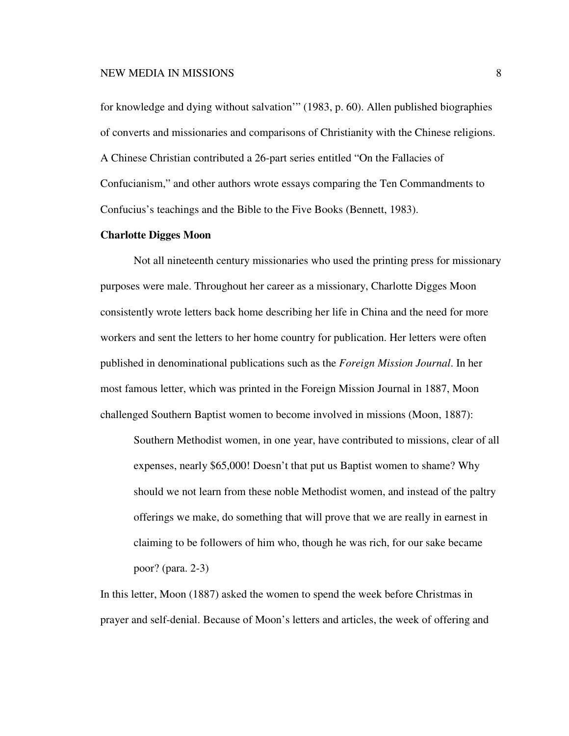for knowledge and dying without salvation'" (1983, p. 60). Allen published biographies of converts and missionaries and comparisons of Christianity with the Chinese religions. A Chinese Christian contributed a 26-part series entitled "On the Fallacies of Confucianism," and other authors wrote essays comparing the Ten Commandments to Confucius's teachings and the Bible to the Five Books (Bennett, 1983).

**Charlotte Digges Moon**

Not all nineteenth century missionaries who used the printing press for missionary purposes were male. Throughout her career as a missionary, Charlotte Digges Moon consistently wrote letters back home describing her life in China and the need for more workers and sent the letters to her home country for publication. Her letters were often published in denominational publications such as the *Foreign Mission Journal*. In her most famous letter, which was printed in the Foreign Mission Journal in 1887, Moon challenged Southern Baptist women to become involved in missions (Moon, 1887):

> Southern Methodist women, in one year, have contributed to missions, clear of all expenses, nearly $65,000! Doesn't that put us Baptist women to shame? Why should we not learn from these noble Methodist women, and instead of the paltry offerings we make, do something that will prove that we are really in earnest in claiming to be followers of him who, though he was rich, for our sake became poor? (para. 2-3)

In this letter, Moon (1887) asked the women to spend the week before Christmas in prayer and self-denial. Because of Moon's letters and articles, the week of offering and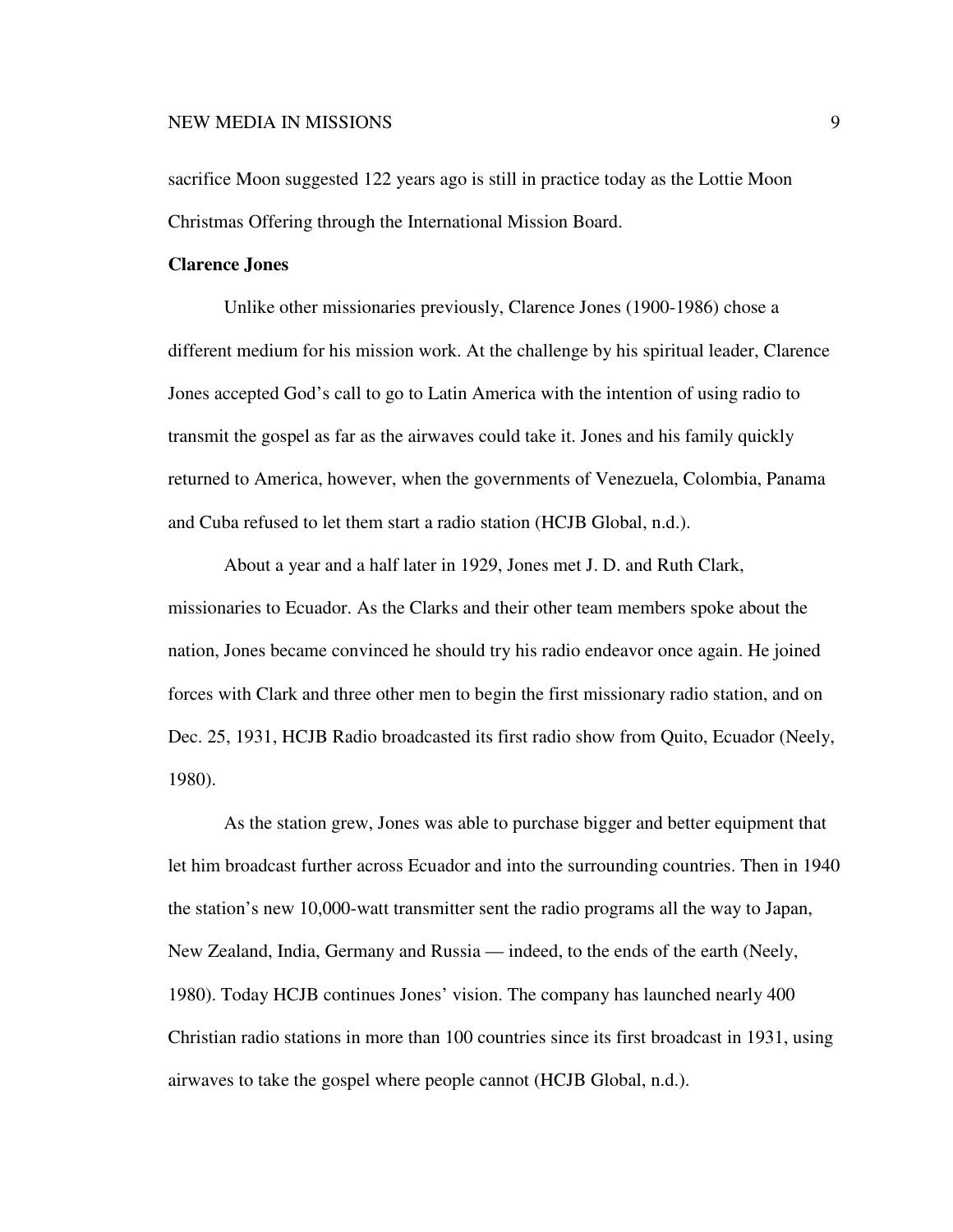sacrifice Moon suggested 122 years ago is still in practice today as the Lottie Moon Christmas Offering through the International Mission Board.

**Clarence Jones**

Unlike other missionaries previously, Clarence Jones (1900-1986) chose a different medium for his mission work. At the challenge by his spiritual leader, Clarence Jones accepted God's call to go to Latin America with the intention of using radio to transmit the gospel as far as the airwaves could take it. Jones and his family quickly returned to America, however, when the governments of Venezuela, Colombia, Panama and Cuba refused to let them start a radio station (HCJB Global, n.d.).

About a year and a half later in 1929, Jones met J. D. and Ruth Clark, missionaries to Ecuador. As the Clarks and their other team members spoke about the nation, Jones became convinced he should try his radio endeavor once again. He joined forces with Clark and three other men to begin the first missionary radio station, and on Dec. 25, 1931, HCJB Radio broadcasted its first radio show from Quito, Ecuador (Neely, 1980).

As the station grew, Jones was able to purchase bigger and better equipment that let him broadcast further across Ecuador and into the surrounding countries. Then in 1940 the station's new 10,000-watt transmitter sent the radio programs all the way to Japan, New Zealand, India, Germany and Russia — indeed, to the ends of the earth (Neely, 1980). Today HCJB continues Jones' vision. The company has launched nearly 400 Christian radio stations in more than 100 countries since its first broadcast in 1931, using airwaves to take the gospel where people cannot (HCJB Global, n.d.).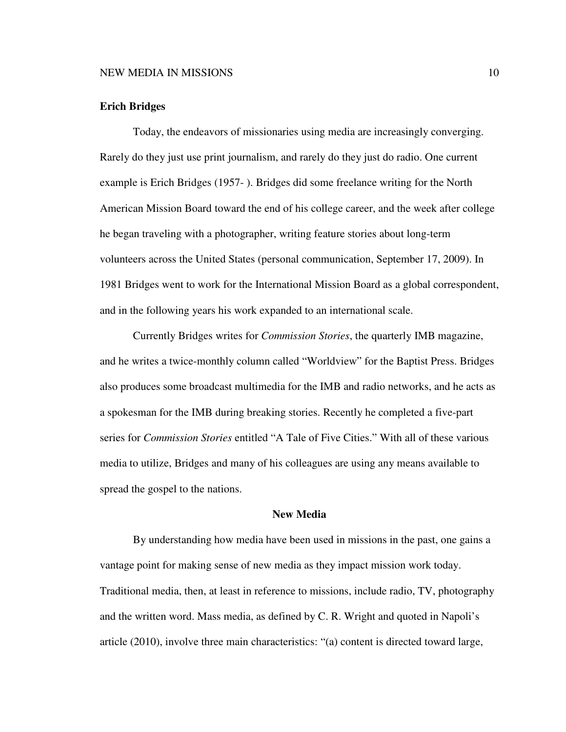**Erich Bridges**

Today, the endeavors of missionaries using media are increasingly converging. Rarely do they just use print journalism, and rarely do they just do radio. One current example is Erich Bridges (1957- ). Bridges did some freelance writing for the North American Mission Board toward the end of his college career, and the week after college he began traveling with a photographer, writing feature stories about long-term volunteers across the United States (personal communication, September 17, 2009). In 1981 Bridges went to work for the International Mission Board as a global correspondent, and in the following years his work expanded to an international scale.

Currently Bridges writes for *Commission Stories*, the quarterly IMB magazine, and he writes a twice-monthly column called "Worldview" for the Baptist Press. Bridges also produces some broadcast multimedia for the IMB and radio networks, and he acts as a spokesman for the IMB during breaking stories. Recently he completed a five-part series for *Commission Stories* entitled "A Tale of Five Cities." With all of these various media to utilize, Bridges and many of his colleagues are using any means available to spread the gospel to the nations.

## New Media

By understanding how media have been used in missions in the past, one gains a vantage point for making sense of new media as they impact mission work today. Traditional media, then, at least in reference to missions, include radio, TV, photography and the written word. Mass media, as defined by C. R. Wright and quoted in Napoli's article (2010), involve three main characteristics: "(a) content is directed toward large,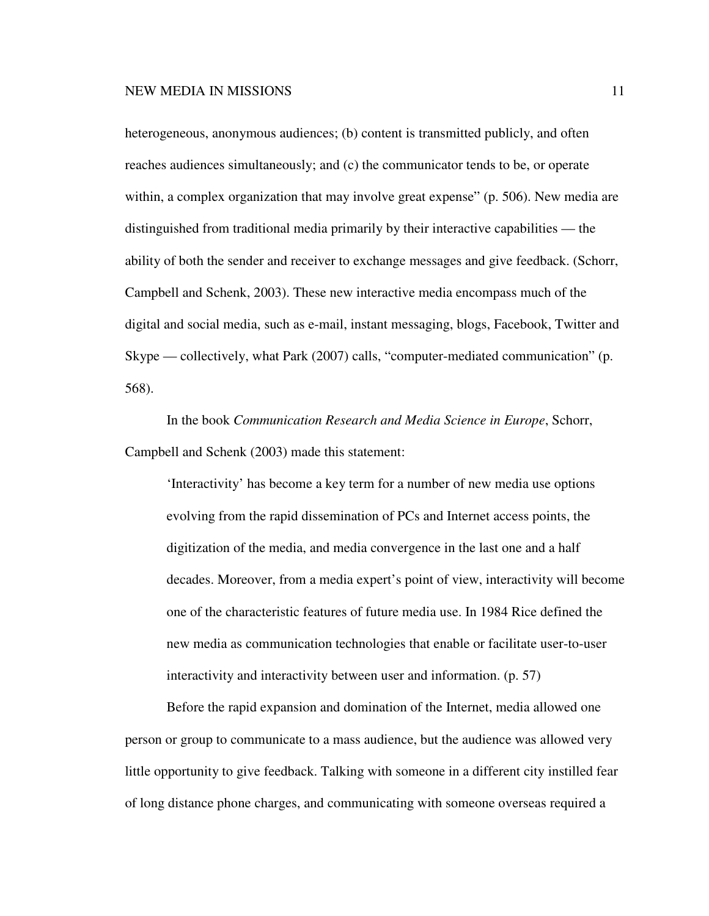heterogeneous, anonymous audiences; (b) content is transmitted publicly, and often reaches audiences simultaneously; and (c) the communicator tends to be, or operate within, a complex organization that may involve great expense" (p. 506). New media are distinguished from traditional media primarily by their interactive capabilities — the ability of both the sender and receiver to exchange messages and give feedback. (Schorr, Campbell and Schenk, 2003). These new interactive media encompass much of the digital and social media, such as e-mail, instant messaging, blogs, Facebook, Twitter and Skype — collectively, what Park (2007) calls, "computer-mediated communication" (p. 568).

In the book *Communication Research and Media Science in Europe*, Schorr, Campbell and Schenk (2003) made this statement:

> 'Interactivity' has become a key term for a number of new media use options evolving from the rapid dissemination of PCs and Internet access points, the digitization of the media, and media convergence in the last one and a half decades. Moreover, from a media expert's point of view, interactivity will become one of the characteristic features of future media use. In 1984 Rice defined the new media as communication technologies that enable or facilitate user-to-user interactivity and interactivity between user and information. (p. 57)

Before the rapid expansion and domination of the Internet, media allowed one person or group to communicate to a mass audience, but the audience was allowed very little opportunity to give feedback. Talking with someone in a different city instilled fear of long distance phone charges, and communicating with someone overseas required a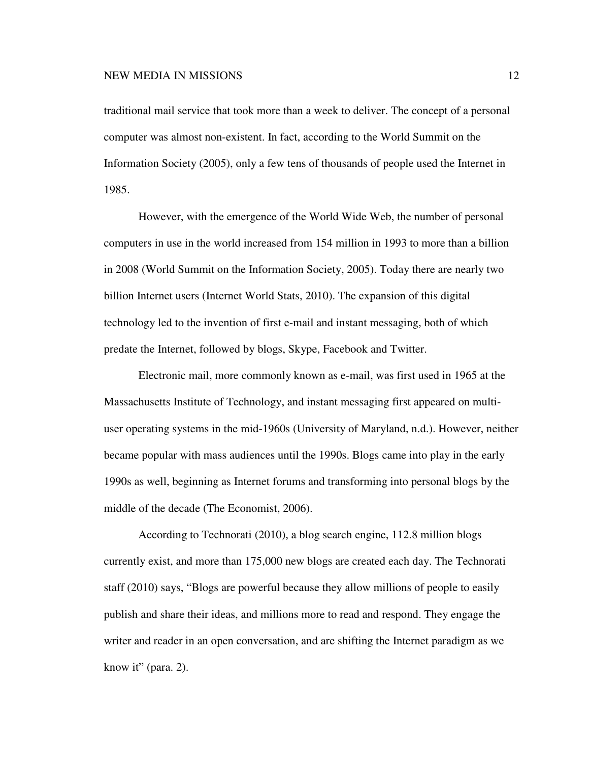traditional mail service that took more than a week to deliver. The concept of a personal computer was almost non-existent. In fact, according to the World Summit on the Information Society (2005), only a few tens of thousands of people used the Internet in 1985.

However, with the emergence of the World Wide Web, the number of personal computers in use in the world increased from 154 million in 1993 to more than a billion in 2008 (World Summit on the Information Society, 2005). Today there are nearly two billion Internet users (Internet World Stats, 2010). The expansion of this digital technology led to the invention of first e-mail and instant messaging, both of which predate the Internet, followed by blogs, Skype, Facebook and Twitter.

Electronic mail, more commonly known as e-mail, was first used in 1965 at the Massachusetts Institute of Technology, and instant messaging first appeared on multi-user operating systems in the mid-1960s (University of Maryland, n.d.). However, neither became popular with mass audiences until the 1990s. Blogs came into play in the early 1990s as well, beginning as Internet forums and transforming into personal blogs by the middle of the decade (The Economist, 2006).

According to Technorati (2010), a blog search engine, 112.8 million blogs currently exist, and more than 175,000 new blogs are created each day. The Technorati staff (2010) says, "Blogs are powerful because they allow millions of people to easily publish and share their ideas, and millions more to read and respond. They engage the writer and reader in an open conversation, and are shifting the Internet paradigm as we know it" (para. 2).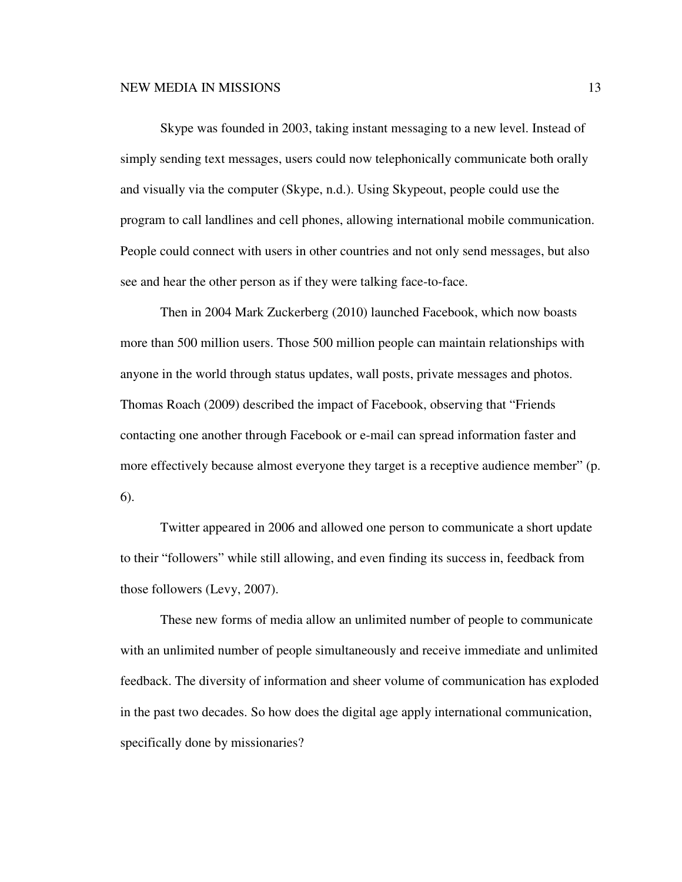Skype was founded in 2003, taking instant messaging to a new level. Instead of simply sending text messages, users could now telephonically communicate both orally and visually via the computer (Skype, n.d.). Using Skypeout, people could use the program to call landlines and cell phones, allowing international mobile communication. People could connect with users in other countries and not only send messages, but also see and hear the other person as if they were talking face-to-face.

Then in 2004 Mark Zuckerberg (2010) launched Facebook, which now boasts more than 500 million users. Those 500 million people can maintain relationships with anyone in the world through status updates, wall posts, private messages and photos. Thomas Roach (2009) described the impact of Facebook, observing that "Friends contacting one another through Facebook or e-mail can spread information faster and more effectively because almost everyone they target is a receptive audience member" (p. 6).

Twitter appeared in 2006 and allowed one person to communicate a short update to their "followers" while still allowing, and even finding its success in, feedback from those followers (Levy, 2007).

These new forms of media allow an unlimited number of people to communicate with an unlimited number of people simultaneously and receive immediate and unlimited feedback. The diversity of information and sheer volume of communication has exploded in the past two decades. So how does the digital age apply international communication, specifically done by missionaries?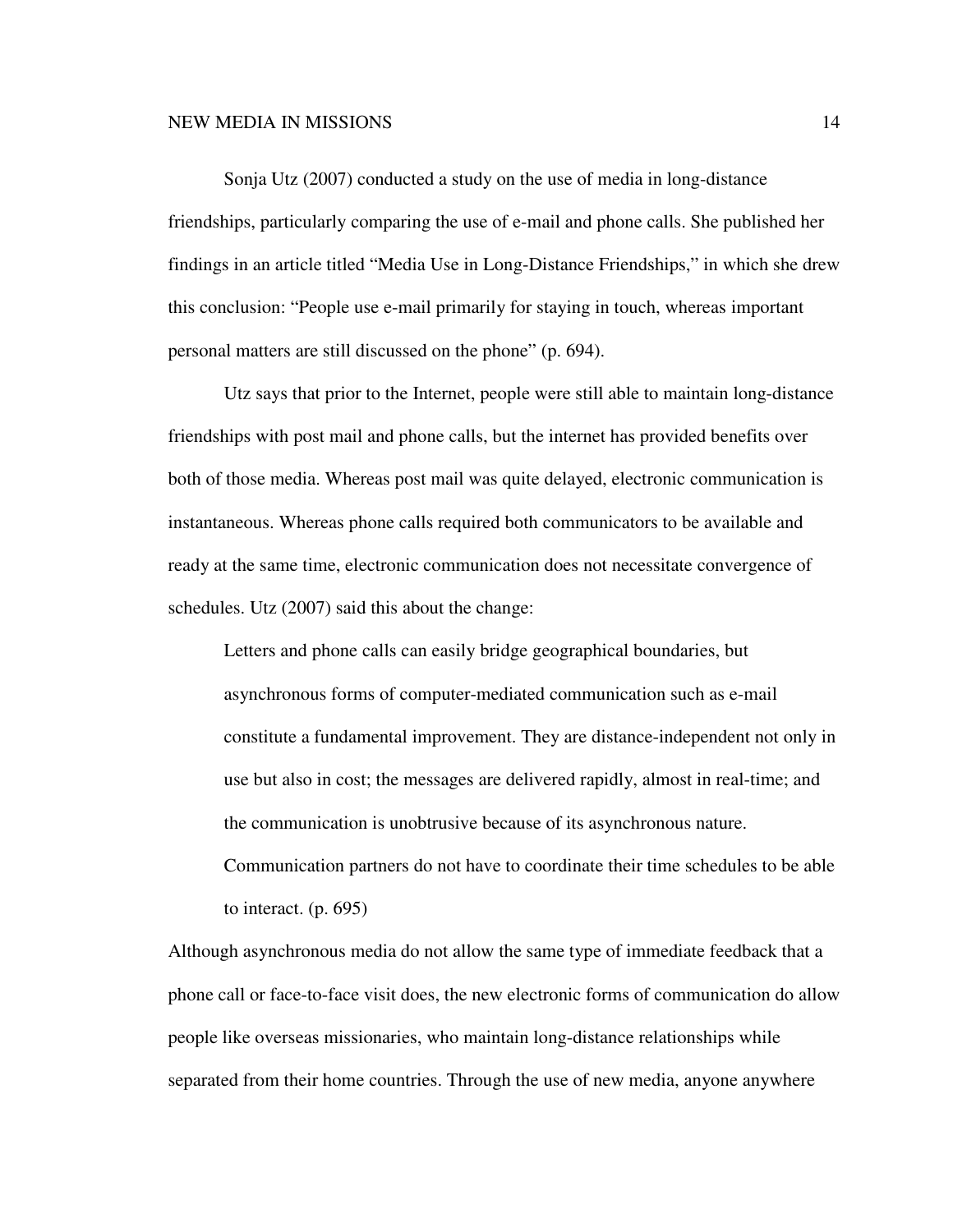Sonja Utz (2007) conducted a study on the use of media in long-distance friendships, particularly comparing the use of e-mail and phone calls. She published her findings in an article titled "Media Use in Long-Distance Friendships," in which she drew this conclusion: "People use e-mail primarily for staying in touch, whereas important personal matters are still discussed on the phone" (p. 694).

Utz says that prior to the Internet, people were still able to maintain long-distance friendships with post mail and phone calls, but the internet has provided benefits over both of those media. Whereas post mail was quite delayed, electronic communication is instantaneous. Whereas phone calls required both communicators to be available and ready at the same time, electronic communication does not necessitate convergence of schedules. Utz (2007) said this about the change:

> Letters and phone calls can easily bridge geographical boundaries, but asynchronous forms of computer-mediated communication such as e-mail constitute a fundamental improvement. They are distance-independent not only in use but also in cost; the messages are delivered rapidly, almost in real-time; and the communication is unobtrusive because of its asynchronous nature. Communication partners do not have to coordinate their time schedules to be able to interact. (p. 695)

Although asynchronous media do not allow the same type of immediate feedback that a phone call or face-to-face visit does, the new electronic forms of communication do allow people like overseas missionaries, who maintain long-distance relationships while separated from their home countries. Through the use of new media, anyone anywhere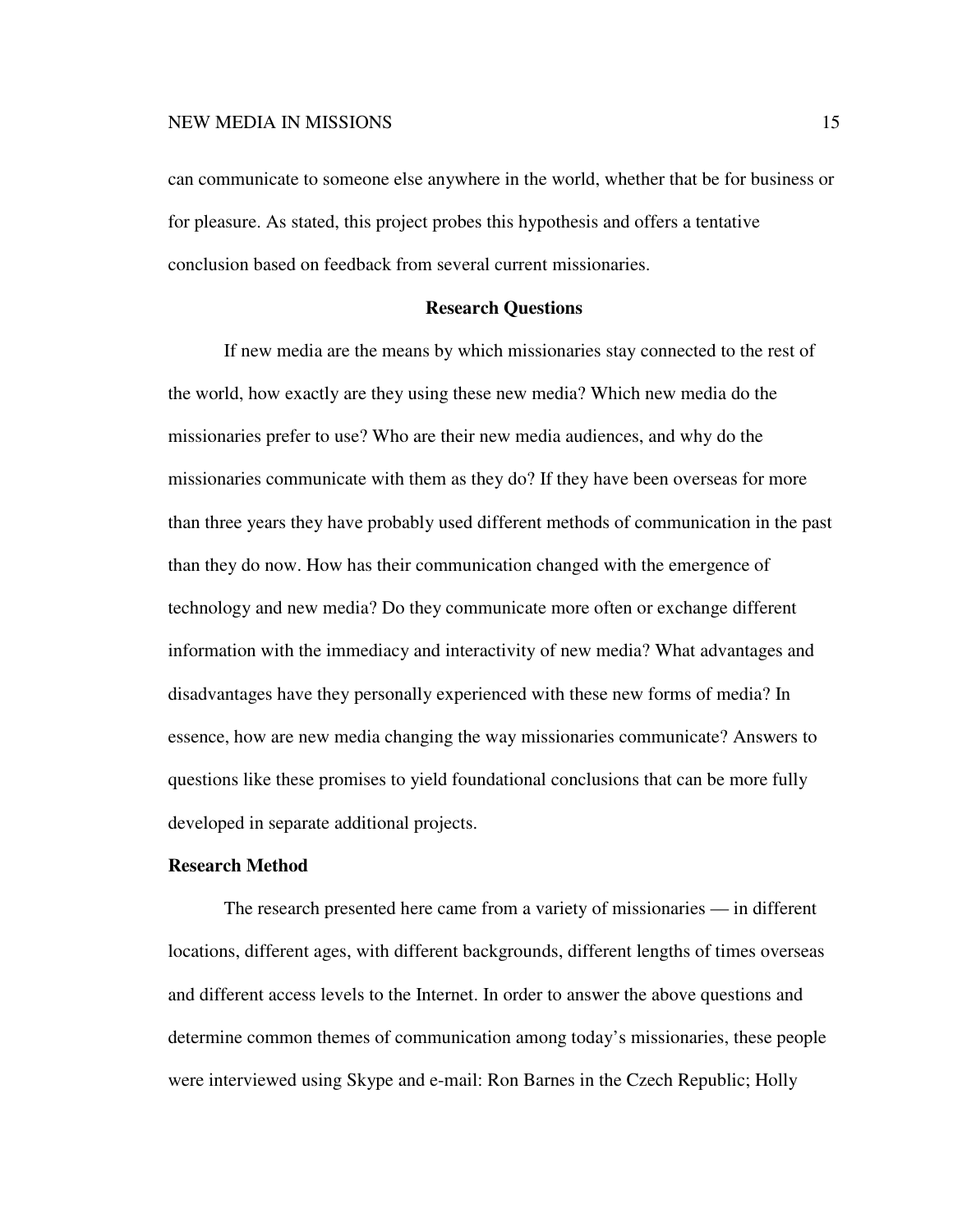can communicate to someone else anywhere in the world, whether that be for business or for pleasure. As stated, this project probes this hypothesis and offers a tentative conclusion based on feedback from several current missionaries.

## Research Questions

If new media are the means by which missionaries stay connected to the rest of the world, how exactly are they using these new media? Which new media do the missionaries prefer to use? Who are their new media audiences, and why do the missionaries communicate with them as they do? If they have been overseas for more than three years they have probably used different methods of communication in the past than they do now. How has their communication changed with the emergence of technology and new media? Do they communicate more often or exchange different information with the immediacy and interactivity of new media? What advantages and disadvantages have they personally experienced with these new forms of media? In essence, how are new media changing the way missionaries communicate? Answers to questions like these promises to yield foundational conclusions that can be more fully developed in separate additional projects.

### Research Method

The research presented here came from a variety of missionaries — in different locations, different ages, with different backgrounds, different lengths of times overseas and different access levels to the Internet. In order to answer the above questions and determine common themes of communication among today's missionaries, these people were interviewed using Skype and e-mail: Ron Barnes in the Czech Republic; Holly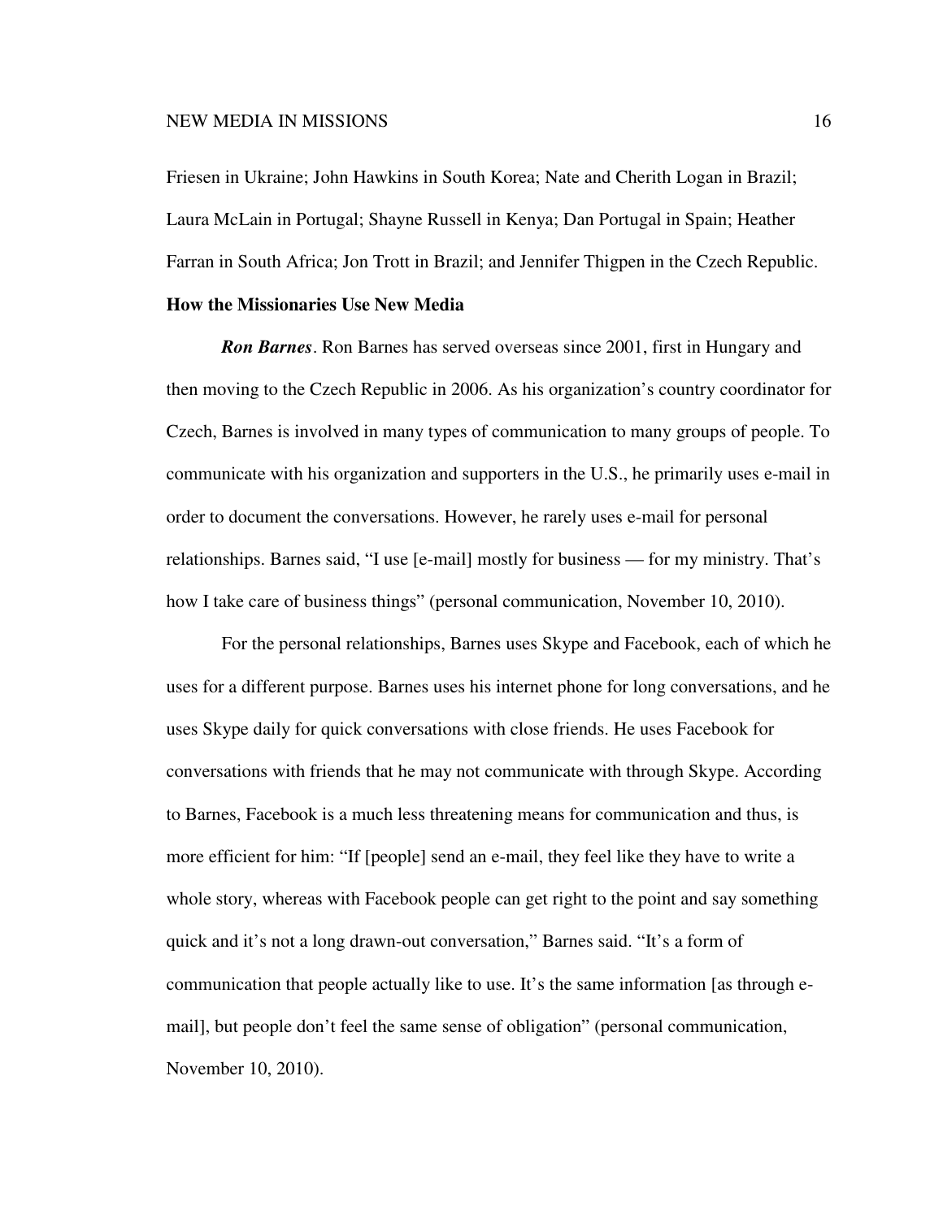Friesen in Ukraine; John Hawkins in South Korea; Nate and Cherith Logan in Brazil; Laura McLain in Portugal; Shayne Russell in Kenya; Dan Portugal in Spain; Heather Farran in South Africa; Jon Trott in Brazil; and Jennifer Thigpen in the Czech Republic.

## How the Missionaries Use New Media

***Ron Barnes***. Ron Barnes has served overseas since 2001, first in Hungary and then moving to the Czech Republic in 2006. As his organization's country coordinator for Czech, Barnes is involved in many types of communication to many groups of people. To communicate with his organization and supporters in the U.S., he primarily uses e-mail in order to document the conversations. However, he rarely uses e-mail for personal relationships. Barnes said, "I use [e-mail] mostly for business — for my ministry. That's how I take care of business things" (personal communication, November 10, 2010).

For the personal relationships, Barnes uses Skype and Facebook, each of which he uses for a different purpose. Barnes uses his internet phone for long conversations, and he uses Skype daily for quick conversations with close friends. He uses Facebook for conversations with friends that he may not communicate with through Skype. According to Barnes, Facebook is a much less threatening means for communication and thus, is more efficient for him: "If [people] send an e-mail, they feel like they have to write a whole story, whereas with Facebook people can get right to the point and say something quick and it's not a long drawn-out conversation," Barnes said. "It's a form of communication that people actually like to use. It's the same information [as through e-mail], but people don't feel the same sense of obligation" (personal communication, November 10, 2010).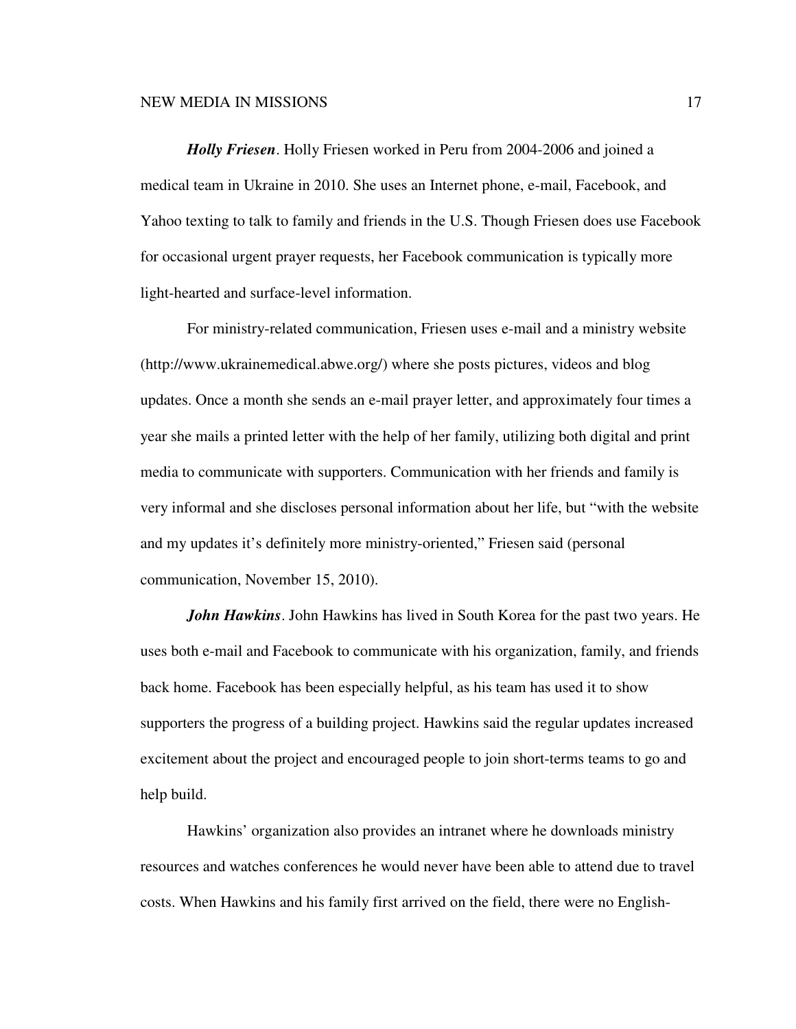***Holly Friesen***. Holly Friesen worked in Peru from 2004-2006 and joined a medical team in Ukraine in 2010. She uses an Internet phone, e-mail, Facebook, and Yahoo texting to talk to family and friends in the U.S. Though Friesen does use Facebook for occasional urgent prayer requests, her Facebook communication is typically more light-hearted and surface-level information.

For ministry-related communication, Friesen uses e-mail and a ministry website (http://www.ukrainemedical.abwe.org/) where she posts pictures, videos and blog updates. Once a month she sends an e-mail prayer letter, and approximately four times a year she mails a printed letter with the help of her family, utilizing both digital and print media to communicate with supporters. Communication with her friends and family is very informal and she discloses personal information about her life, but "with the website and my updates it's definitely more ministry-oriented," Friesen said (personal communication, November 15, 2010).

***John Hawkins***. John Hawkins has lived in South Korea for the past two years. He uses both e-mail and Facebook to communicate with his organization, family, and friends back home. Facebook has been especially helpful, as his team has used it to show supporters the progress of a building project. Hawkins said the regular updates increased excitement about the project and encouraged people to join short-terms teams to go and help build.

Hawkins' organization also provides an intranet where he downloads ministry resources and watches conferences he would never have been able to attend due to travel costs. When Hawkins and his family first arrived on the field, there were no English-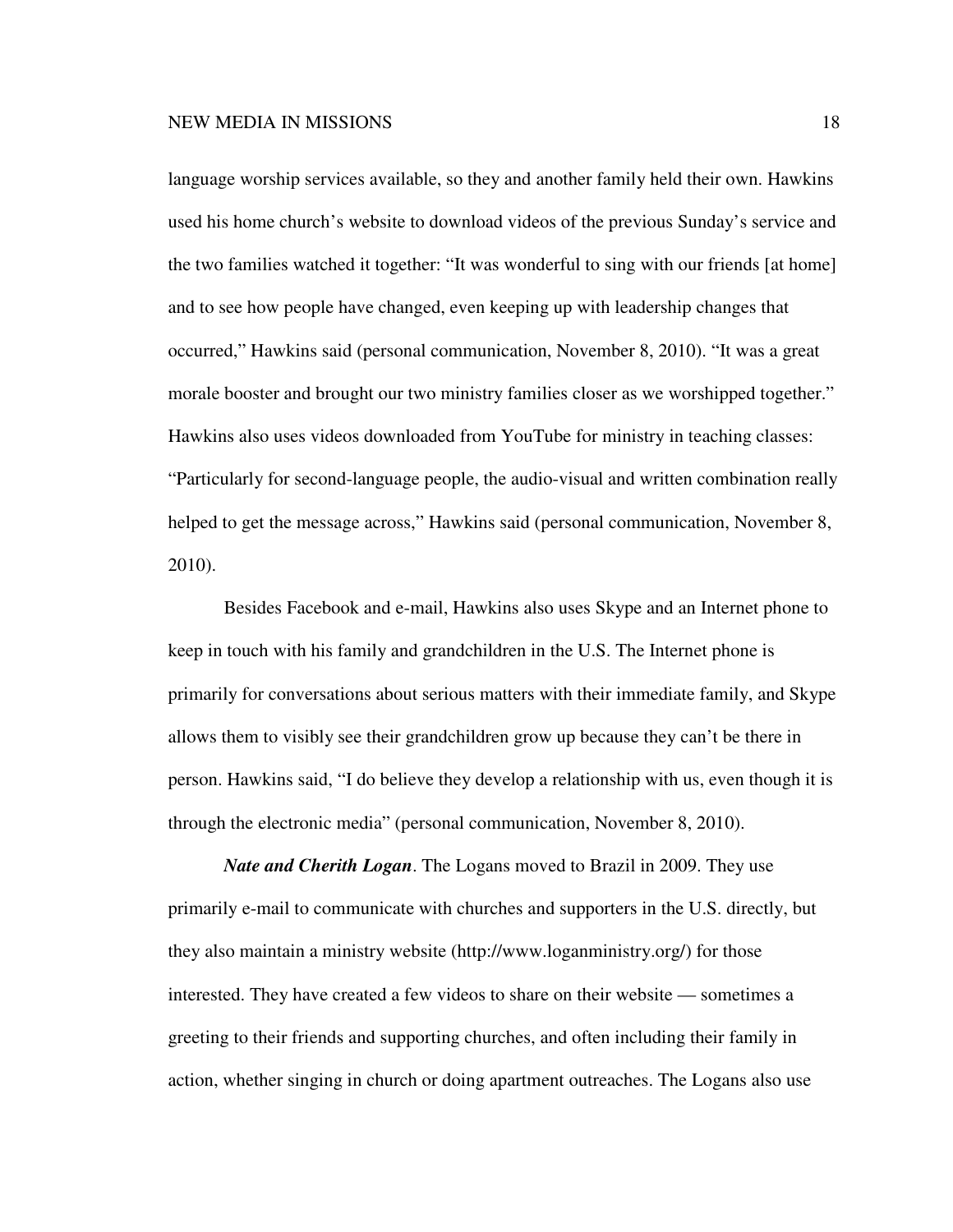language worship services available, so they and another family held their own. Hawkins used his home church's website to download videos of the previous Sunday's service and the two families watched it together: "It was wonderful to sing with our friends [at home] and to see how people have changed, even keeping up with leadership changes that occurred," Hawkins said (personal communication, November 8, 2010). "It was a great morale booster and brought our two ministry families closer as we worshipped together." Hawkins also uses videos downloaded from YouTube for ministry in teaching classes: "Particularly for second-language people, the audio-visual and written combination really helped to get the message across," Hawkins said (personal communication, November 8, 2010).

Besides Facebook and e-mail, Hawkins also uses Skype and an Internet phone to keep in touch with his family and grandchildren in the U.S. The Internet phone is primarily for conversations about serious matters with their immediate family, and Skype allows them to visibly see their grandchildren grow up because they can't be there in person. Hawkins said, "I do believe they develop a relationship with us, even though it is through the electronic media" (personal communication, November 8, 2010).

***Nate and Cherith Logan***. The Logans moved to Brazil in 2009. They use primarily e-mail to communicate with churches and supporters in the U.S. directly, but they also maintain a ministry website (http://www.loganministry.org/) for those interested. They have created a few videos to share on their website — sometimes a greeting to their friends and supporting churches, and often including their family in action, whether singing in church or doing apartment outreaches. The Logans also use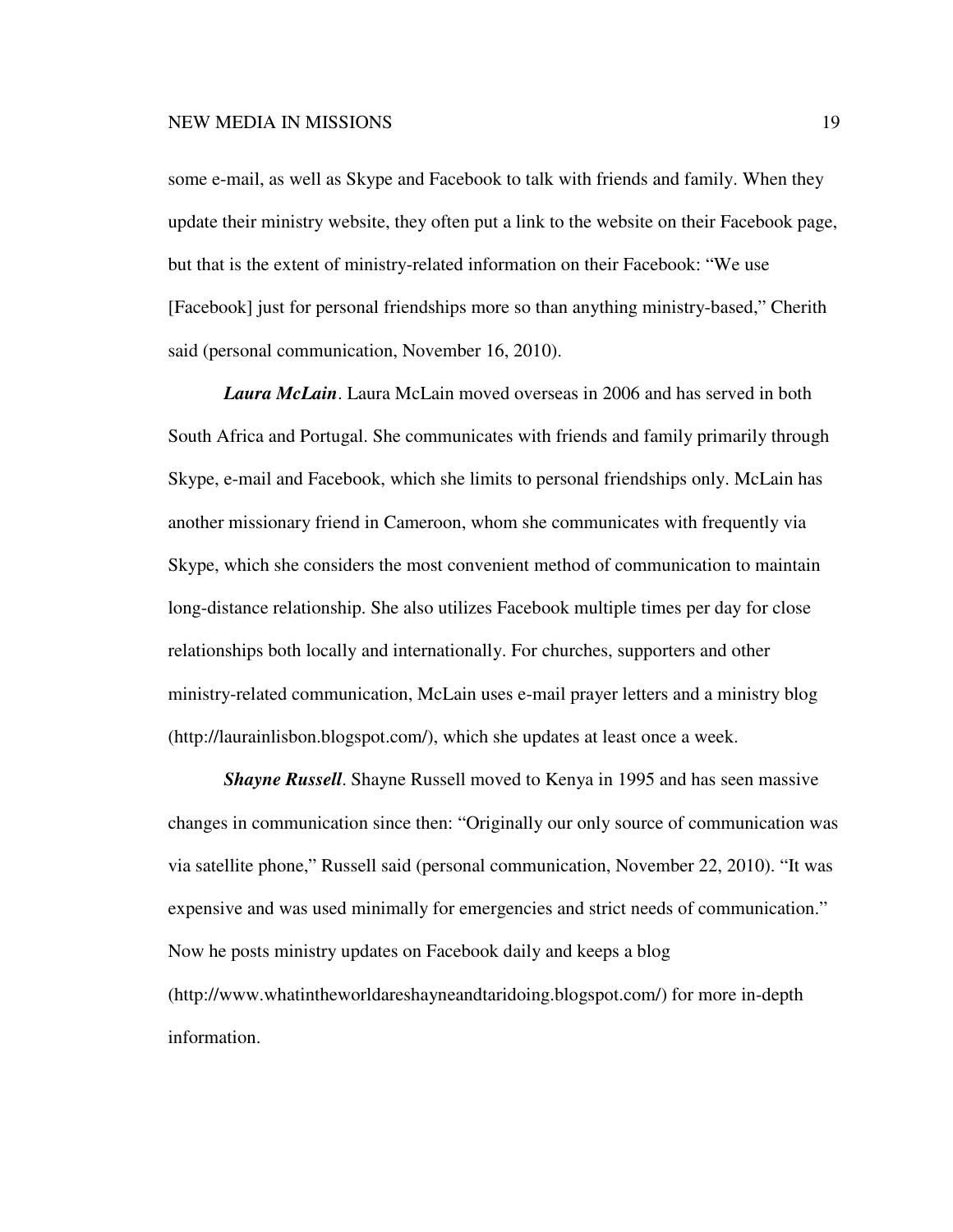some e-mail, as well as Skype and Facebook to talk with friends and family. When they update their ministry website, they often put a link to the website on their Facebook page, but that is the extent of ministry-related information on their Facebook: "We use [Facebook] just for personal friendships more so than anything ministry-based," Cherith said (personal communication, November 16, 2010).

***Laura McLain***. Laura McLain moved overseas in 2006 and has served in both South Africa and Portugal. She communicates with friends and family primarily through Skype, e-mail and Facebook, which she limits to personal friendships only. McLain has another missionary friend in Cameroon, whom she communicates with frequently via Skype, which she considers the most convenient method of communication to maintain long-distance relationship. She also utilizes Facebook multiple times per day for close relationships both locally and internationally. For churches, supporters and other ministry-related communication, McLain uses e-mail prayer letters and a ministry blog (http://laurainlisbon.blogspot.com/), which she updates at least once a week.

***Shayne Russell***. Shayne Russell moved to Kenya in 1995 and has seen massive changes in communication since then: "Originally our only source of communication was via satellite phone," Russell said (personal communication, November 22, 2010). "It was expensive and was used minimally for emergencies and strict needs of communication." Now he posts ministry updates on Facebook daily and keeps a blog (http://www.whatintheworldareshayneandtaridoing.blogspot.com/) for more in-depth information.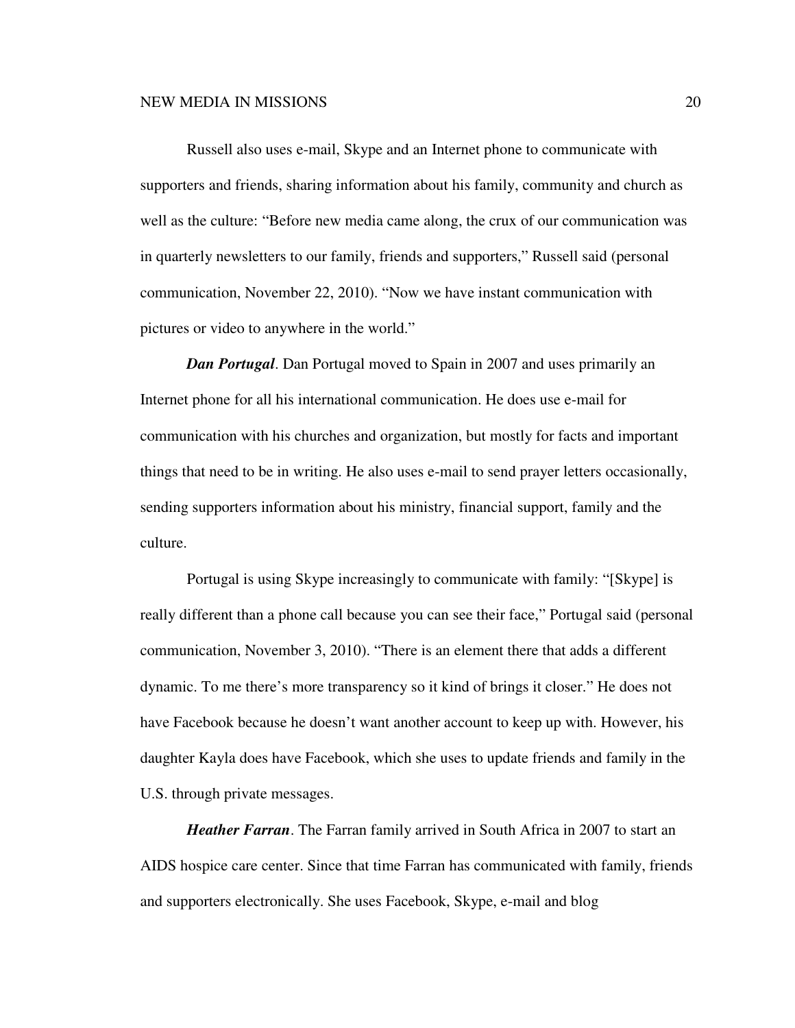Russell also uses e-mail, Skype and an Internet phone to communicate with supporters and friends, sharing information about his family, community and church as well as the culture: "Before new media came along, the crux of our communication was in quarterly newsletters to our family, friends and supporters," Russell said (personal communication, November 22, 2010). "Now we have instant communication with pictures or video to anywhere in the world."

***Dan Portugal***. Dan Portugal moved to Spain in 2007 and uses primarily an Internet phone for all his international communication. He does use e-mail for communication with his churches and organization, but mostly for facts and important things that need to be in writing. He also uses e-mail to send prayer letters occasionally, sending supporters information about his ministry, financial support, family and the culture.

Portugal is using Skype increasingly to communicate with family: "[Skype] is really different than a phone call because you can see their face," Portugal said (personal communication, November 3, 2010). "There is an element there that adds a different dynamic. To me there's more transparency so it kind of brings it closer." He does not have Facebook because he doesn't want another account to keep up with. However, his daughter Kayla does have Facebook, which she uses to update friends and family in the U.S. through private messages.

***Heather Farran***. The Farran family arrived in South Africa in 2007 to start an AIDS hospice care center. Since that time Farran has communicated with family, friends and supporters electronically. She uses Facebook, Skype, e-mail and blog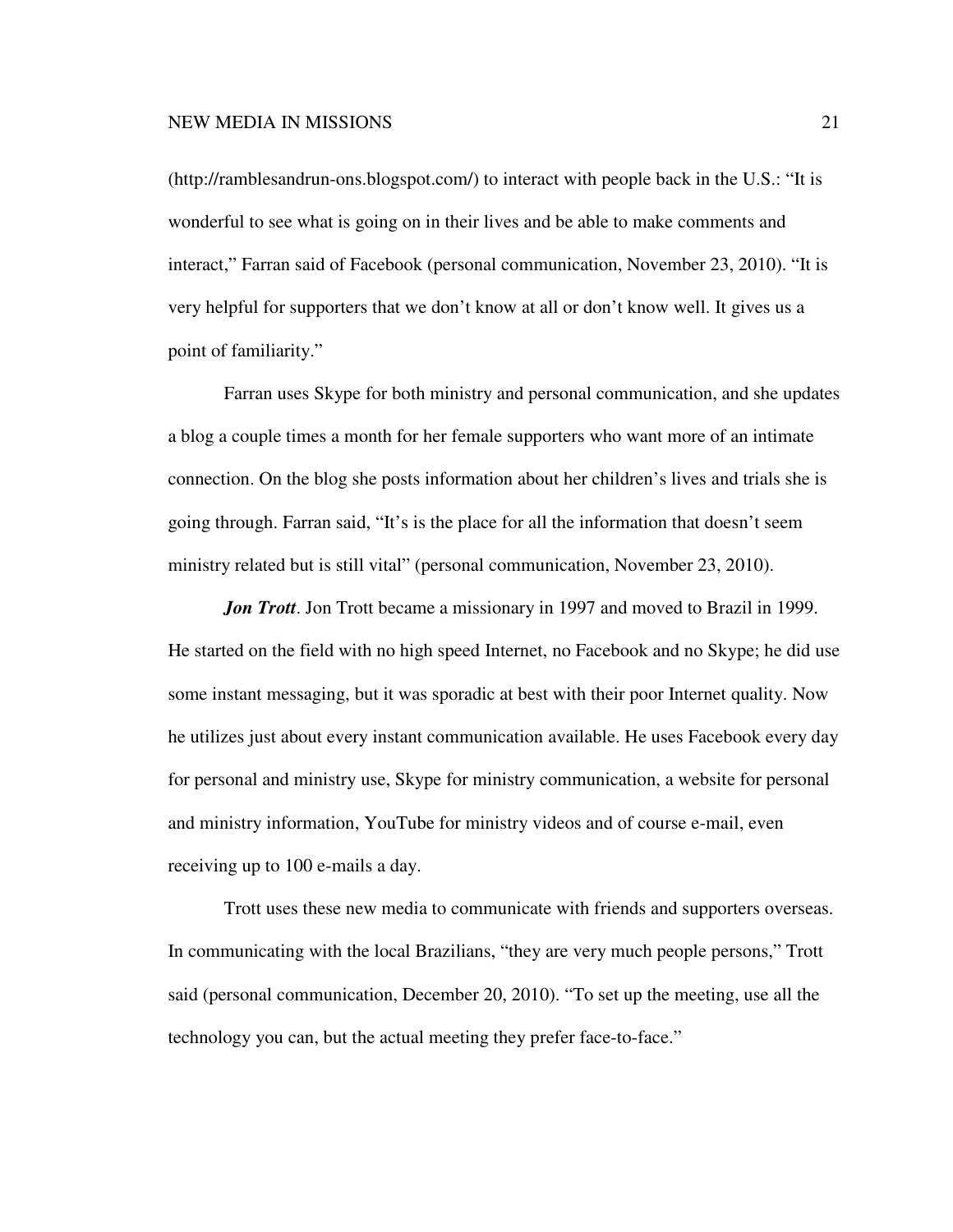(http://ramblesandrun-ons.blogspot.com/) to interact with people back in the U.S.: "It is wonderful to see what is going on in their lives and be able to make comments and interact," Farran said of Facebook (personal communication, November 23, 2010). "It is very helpful for supporters that we don't know at all or don't know well. It gives us a point of familiarity."

Farran uses Skype for both ministry and personal communication, and she updates a blog a couple times a month for her female supporters who want more of an intimate connection. On the blog she posts information about her children's lives and trials she is going through. Farran said, "It's is the place for all the information that doesn't seem ministry related but is still vital" (personal communication, November 23, 2010).

***Jon Trott***. Jon Trott became a missionary in 1997 and moved to Brazil in 1999. He started on the field with no high speed Internet, no Facebook and no Skype; he did use some instant messaging, but it was sporadic at best with their poor Internet quality. Now he utilizes just about every instant communication available. He uses Facebook every day for personal and ministry use, Skype for ministry communication, a website for personal and ministry information, YouTube for ministry videos and of course e-mail, even receiving up to 100 e-mails a day.

Trott uses these new media to communicate with friends and supporters overseas. In communicating with the local Brazilians, "they are very much people persons," Trott said (personal communication, December 20, 2010). "To set up the meeting, use all the technology you can, but the actual meeting they prefer face-to-face."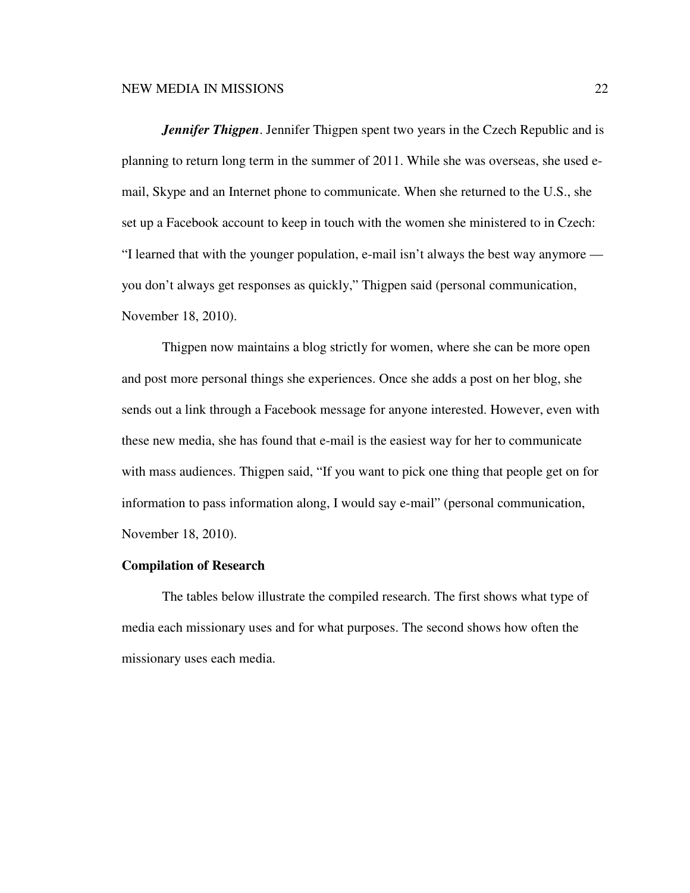***Jennifer Thigpen***. Jennifer Thigpen spent two years in the Czech Republic and is planning to return long term in the summer of 2011. While she was overseas, she used e-mail, Skype and an Internet phone to communicate. When she returned to the U.S., she set up a Facebook account to keep in touch with the women she ministered to in Czech: "I learned that with the younger population, e-mail isn't always the best way anymore — you don't always get responses as quickly," Thigpen said (personal communication, November 18, 2010).

Thigpen now maintains a blog strictly for women, where she can be more open and post more personal things she experiences. Once she adds a post on her blog, she sends out a link through a Facebook message for anyone interested. However, even with these new media, she has found that e-mail is the easiest way for her to communicate with mass audiences. Thigpen said, "If you want to pick one thing that people get on for information to pass information along, I would say e-mail" (personal communication, November 18, 2010).

**Compilation of Research**

The tables below illustrate the compiled research. The first shows what type of media each missionary uses and for what purposes. The second shows how often the missionary uses each media.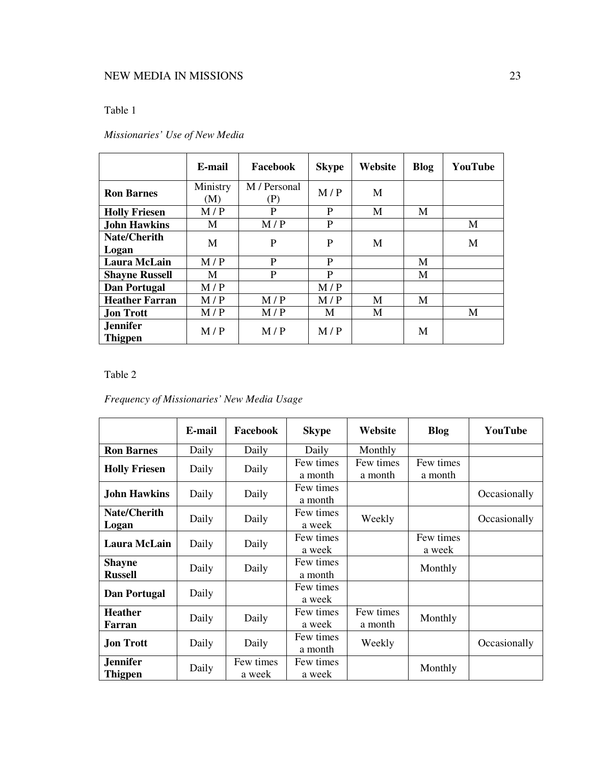Table 1

*Missionaries' Use of New Media*

| | E-mail | Facebook | Skype | Website | Blog | YouTube |
|---|---|---|---|---|---|---|
| **Ron Barnes** | Ministry (M) | M / Personal (P) | M / P | M | | |
| **Holly Friesen** | M / P | P | P | M | M | |
| **John Hawkins** | M | M / P | P | | | M |
| **Nate/Cherith Logan** | M | P | P | M | | M |
| **Laura McLain** | M / P | P | P | | M | |
| **Shayne Russell** | M | P | P | | M | |
| **Dan Portugal** | M / P | | M / P | | | |
| **Heather Farran** | M / P | M / P | M / P | M | M | |
| **Jon Trott** | M / P | M / P | M | M | | M |
| **Jennifer Thigpen** | M / P | M / P | M / P | | M | |

Table 2

*Frequency of Missionaries' New Media Usage*

| | E-mail | Facebook | Skype | Website | Blog | YouTube |
|---|---|---|---|---|---|---|
| **Ron Barnes** | Daily | Daily | Daily | Monthly | | |
| **Holly Friesen** | Daily | Daily | Few times a month | Few times a month | Few times a month | |
| **John Hawkins** | Daily | Daily | Few times a month | | | Occasionally |
| **Nate/Cherith Logan** | Daily | Daily | Few times a week | Weekly | | Occasionally |
| **Laura McLain** | Daily | Daily | Few times a week | | Few times a week | |
| **Shayne Russell** | Daily | Daily | Few times a month | | Monthly | |
| **Dan Portugal** | Daily | | Few times a week | | | |
| **Heather Farran** | Daily | Daily | Few times a week | Few times a month | Monthly | |
| **Jon Trott** | Daily | Daily | Few times a month | Weekly | | Occasionally |
| **Jennifer Thigpen** | Daily | Few times a week | Few times a week | | Monthly | |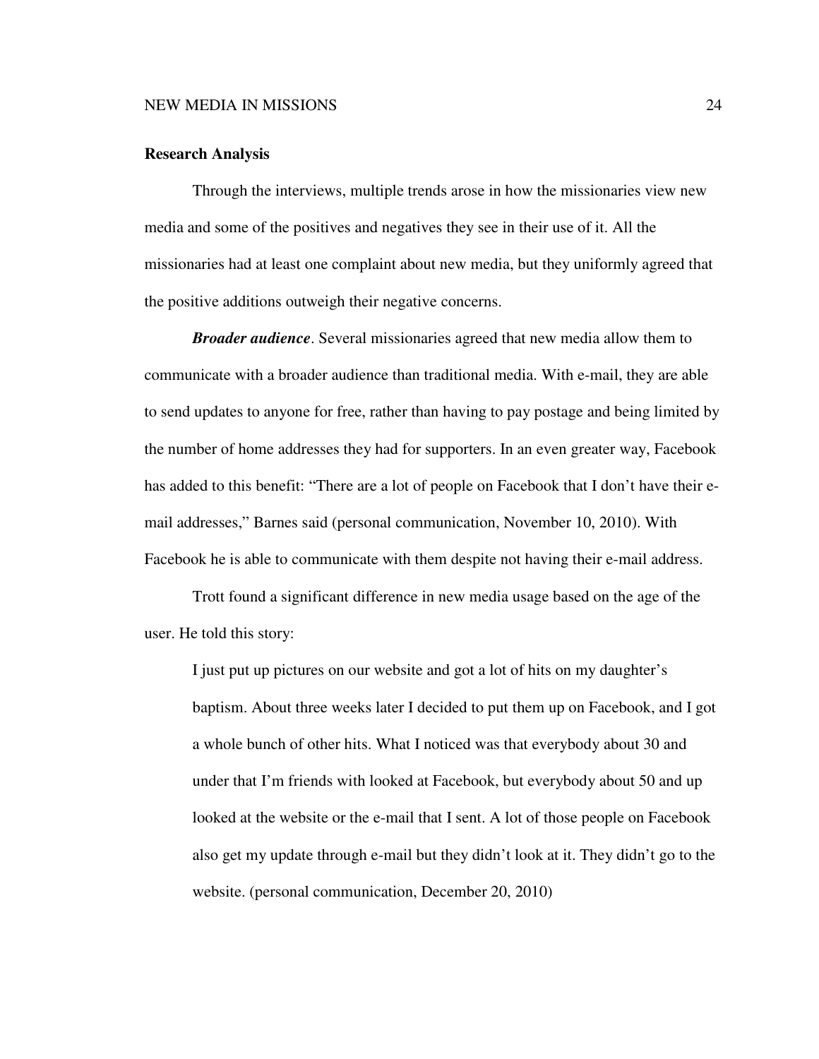## Research Analysis

Through the interviews, multiple trends arose in how the missionaries view new media and some of the positives and negatives they see in their use of it. All the missionaries had at least one complaint about new media, but they uniformly agreed that the positive additions outweigh their negative concerns.

***Broader audience***. Several missionaries agreed that new media allow them to communicate with a broader audience than traditional media. With e-mail, they are able to send updates to anyone for free, rather than having to pay postage and being limited by the number of home addresses they had for supporters. In an even greater way, Facebook has added to this benefit: "There are a lot of people on Facebook that I don't have their e-mail addresses," Barnes said (personal communication, November 10, 2010). With Facebook he is able to communicate with them despite not having their e-mail address.

Trott found a significant difference in new media usage based on the age of the user. He told this story:

> I just put up pictures on our website and got a lot of hits on my daughter's baptism. About three weeks later I decided to put them up on Facebook, and I got a whole bunch of other hits. What I noticed was that everybody about 30 and under that I'm friends with looked at Facebook, but everybody about 50 and up looked at the website or the e-mail that I sent. A lot of those people on Facebook also get my update through e-mail but they didn't look at it. They didn't go to the website. (personal communication, December 20, 2010)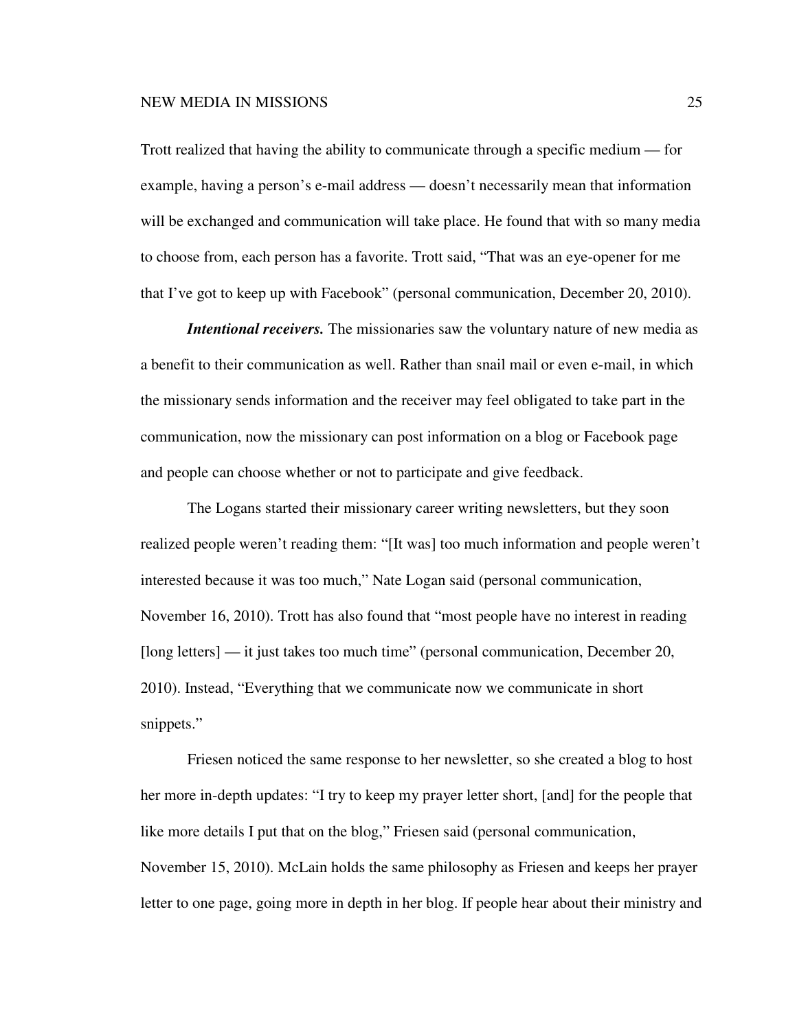Trott realized that having the ability to communicate through a specific medium — for example, having a person's e-mail address — doesn't necessarily mean that information will be exchanged and communication will take place. He found that with so many media to choose from, each person has a favorite. Trott said, "That was an eye-opener for me that I've got to keep up with Facebook" (personal communication, December 20, 2010).

***Intentional receivers.*** The missionaries saw the voluntary nature of new media as a benefit to their communication as well. Rather than snail mail or even e-mail, in which the missionary sends information and the receiver may feel obligated to take part in the communication, now the missionary can post information on a blog or Facebook page and people can choose whether or not to participate and give feedback.

The Logans started their missionary career writing newsletters, but they soon realized people weren't reading them: "[It was] too much information and people weren't interested because it was too much," Nate Logan said (personal communication, November 16, 2010). Trott has also found that "most people have no interest in reading [long letters] — it just takes too much time" (personal communication, December 20, 2010). Instead, "Everything that we communicate now we communicate in short snippets."

Friesen noticed the same response to her newsletter, so she created a blog to host her more in-depth updates: "I try to keep my prayer letter short, [and] for the people that like more details I put that on the blog," Friesen said (personal communication, November 15, 2010). McLain holds the same philosophy as Friesen and keeps her prayer letter to one page, going more in depth in her blog. If people hear about their ministry and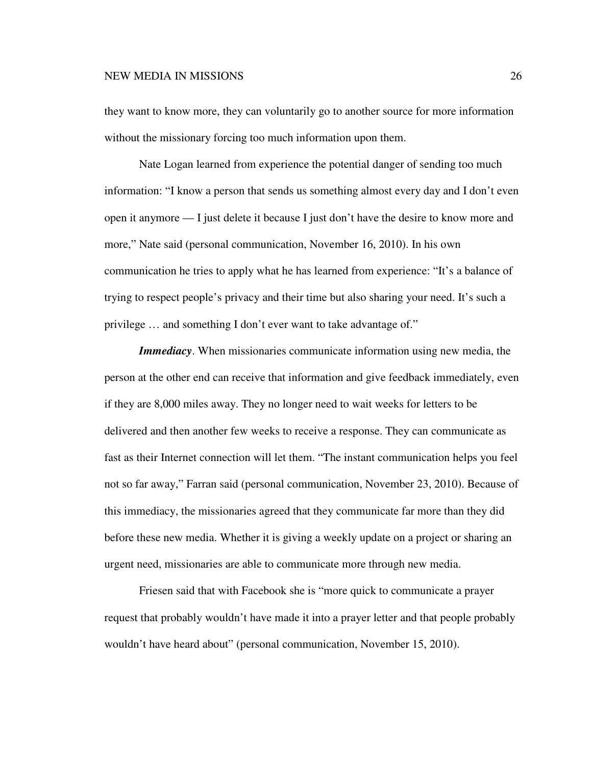they want to know more, they can voluntarily go to another source for more information without the missionary forcing too much information upon them.

Nate Logan learned from experience the potential danger of sending too much information: "I know a person that sends us something almost every day and I don't even open it anymore — I just delete it because I just don't have the desire to know more and more," Nate said (personal communication, November 16, 2010). In his own communication he tries to apply what he has learned from experience: "It's a balance of trying to respect people's privacy and their time but also sharing your need. It's such a privilege … and something I don't ever want to take advantage of."

***Immediacy***. When missionaries communicate information using new media, the person at the other end can receive that information and give feedback immediately, even if they are 8,000 miles away. They no longer need to wait weeks for letters to be delivered and then another few weeks to receive a response. They can communicate as fast as their Internet connection will let them. "The instant communication helps you feel not so far away," Farran said (personal communication, November 23, 2010). Because of this immediacy, the missionaries agreed that they communicate far more than they did before these new media. Whether it is giving a weekly update on a project or sharing an urgent need, missionaries are able to communicate more through new media.

Friesen said that with Facebook she is "more quick to communicate a prayer request that probably wouldn't have made it into a prayer letter and that people probably wouldn't have heard about" (personal communication, November 15, 2010).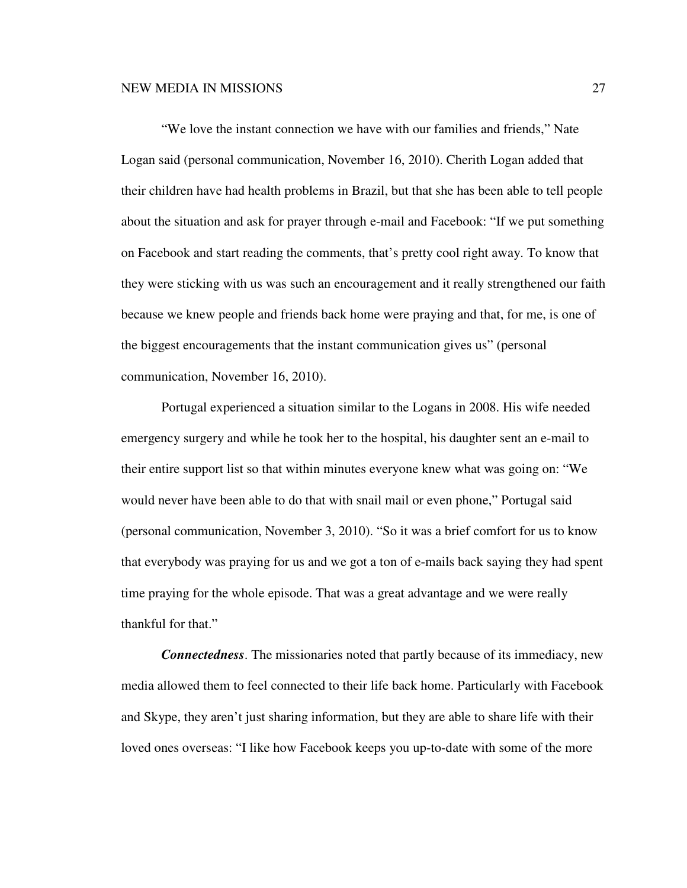"We love the instant connection we have with our families and friends," Nate Logan said (personal communication, November 16, 2010). Cherith Logan added that their children have had health problems in Brazil, but that she has been able to tell people about the situation and ask for prayer through e-mail and Facebook: "If we put something on Facebook and start reading the comments, that's pretty cool right away. To know that they were sticking with us was such an encouragement and it really strengthened our faith because we knew people and friends back home were praying and that, for me, is one of the biggest encouragements that the instant communication gives us" (personal communication, November 16, 2010).

Portugal experienced a situation similar to the Logans in 2008. His wife needed emergency surgery and while he took her to the hospital, his daughter sent an e-mail to their entire support list so that within minutes everyone knew what was going on: "We would never have been able to do that with snail mail or even phone," Portugal said (personal communication, November 3, 2010). "So it was a brief comfort for us to know that everybody was praying for us and we got a ton of e-mails back saying they had spent time praying for the whole episode. That was a great advantage and we were really thankful for that."

***Connectedness***. The missionaries noted that partly because of its immediacy, new media allowed them to feel connected to their life back home. Particularly with Facebook and Skype, they aren't just sharing information, but they are able to share life with their loved ones overseas: "I like how Facebook keeps you up-to-date with some of the more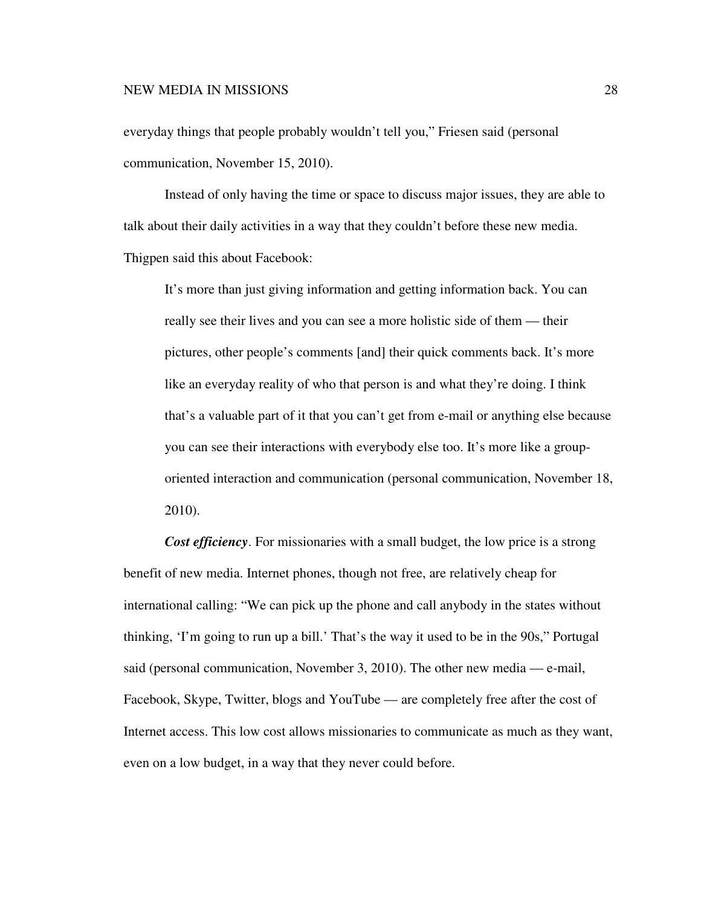everyday things that people probably wouldn’t tell you,” Friesen said (personal communication, November 15, 2010).

Instead of only having the time or space to discuss major issues, they are able to talk about their daily activities in a way that they couldn’t before these new media. Thigpen said this about Facebook:

> It’s more than just giving information and getting information back. You can really see their lives and you can see a more holistic side of them — their pictures, other people’s comments [and] their quick comments back. It’s more like an everyday reality of who that person is and what they’re doing. I think that’s a valuable part of it that you can’t get from e-mail or anything else because you can see their interactions with everybody else too. It’s more like a group-oriented interaction and communication (personal communication, November 18, 2010).

***Cost efficiency***. For missionaries with a small budget, the low price is a strong benefit of new media. Internet phones, though not free, are relatively cheap for international calling: “We can pick up the phone and call anybody in the states without thinking, ‘I’m going to run up a bill.’ That’s the way it used to be in the 90s,” Portugal said (personal communication, November 3, 2010). The other new media — e-mail, Facebook, Skype, Twitter, blogs and YouTube — are completely free after the cost of Internet access. This low cost allows missionaries to communicate as much as they want, even on a low budget, in a way that they never could before.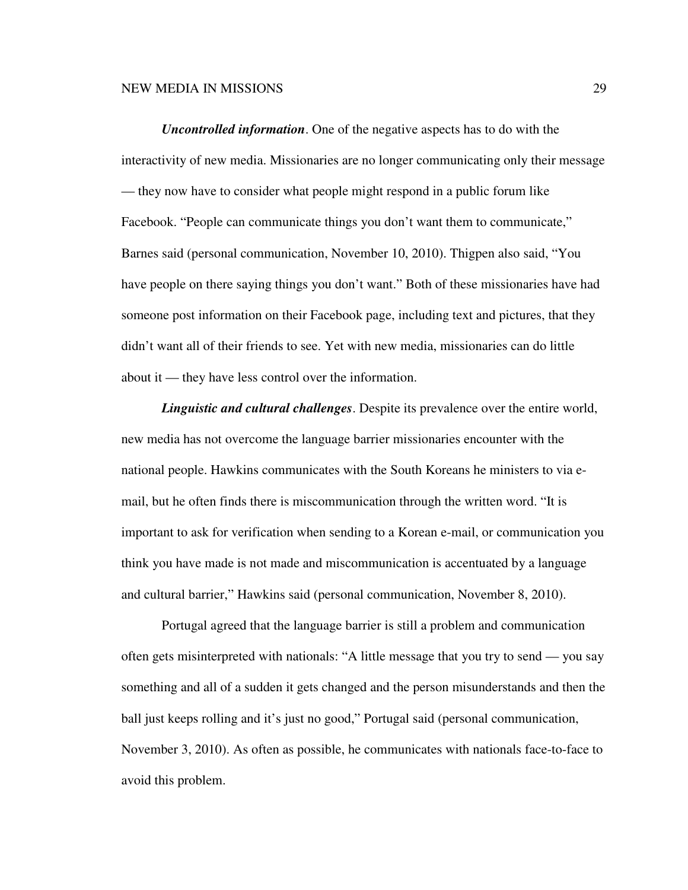***Uncontrolled information***. One of the negative aspects has to do with the interactivity of new media. Missionaries are no longer communicating only their message — they now have to consider what people might respond in a public forum like Facebook. "People can communicate things you don't want them to communicate," Barnes said (personal communication, November 10, 2010). Thigpen also said, "You have people on there saying things you don't want." Both of these missionaries have had someone post information on their Facebook page, including text and pictures, that they didn't want all of their friends to see. Yet with new media, missionaries can do little about it — they have less control over the information.

***Linguistic and cultural challenges***. Despite its prevalence over the entire world, new media has not overcome the language barrier missionaries encounter with the national people. Hawkins communicates with the South Koreans he ministers to via e-mail, but he often finds there is miscommunication through the written word. "It is important to ask for verification when sending to a Korean e-mail, or communication you think you have made is not made and miscommunication is accentuated by a language and cultural barrier," Hawkins said (personal communication, November 8, 2010).

Portugal agreed that the language barrier is still a problem and communication often gets misinterpreted with nationals: "A little message that you try to send — you say something and all of a sudden it gets changed and the person misunderstands and then the ball just keeps rolling and it's just no good," Portugal said (personal communication, November 3, 2010). As often as possible, he communicates with nationals face-to-face to avoid this problem.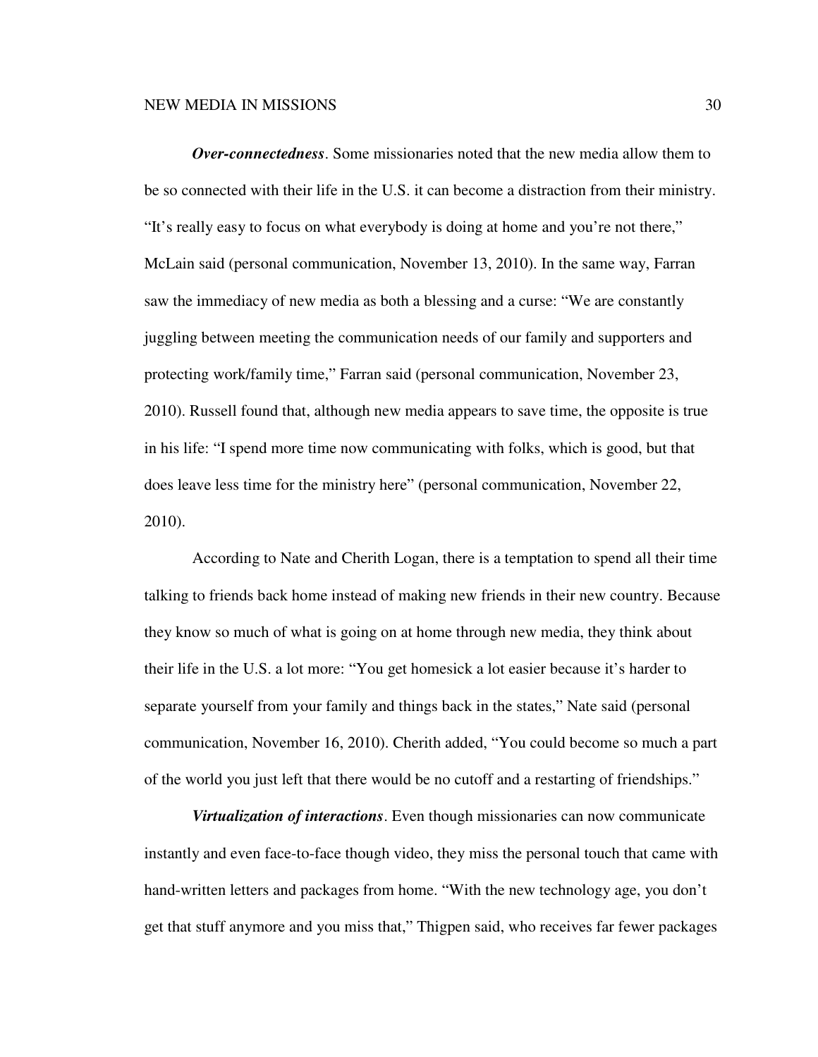***Over-connectedness***. Some missionaries noted that the new media allow them to be so connected with their life in the U.S. it can become a distraction from their ministry. "It's really easy to focus on what everybody is doing at home and you're not there," McLain said (personal communication, November 13, 2010). In the same way, Farran saw the immediacy of new media as both a blessing and a curse: "We are constantly juggling between meeting the communication needs of our family and supporters and protecting work/family time," Farran said (personal communication, November 23, 2010). Russell found that, although new media appears to save time, the opposite is true in his life: "I spend more time now communicating with folks, which is good, but that does leave less time for the ministry here" (personal communication, November 22, 2010).

According to Nate and Cherith Logan, there is a temptation to spend all their time talking to friends back home instead of making new friends in their new country. Because they know so much of what is going on at home through new media, they think about their life in the U.S. a lot more: "You get homesick a lot easier because it's harder to separate yourself from your family and things back in the states," Nate said (personal communication, November 16, 2010). Cherith added, "You could become so much a part of the world you just left that there would be no cutoff and a restarting of friendships."

***Virtualization of interactions***. Even though missionaries can now communicate instantly and even face-to-face though video, they miss the personal touch that came with hand-written letters and packages from home. "With the new technology age, you don't get that stuff anymore and you miss that," Thigpen said, who receives far fewer packages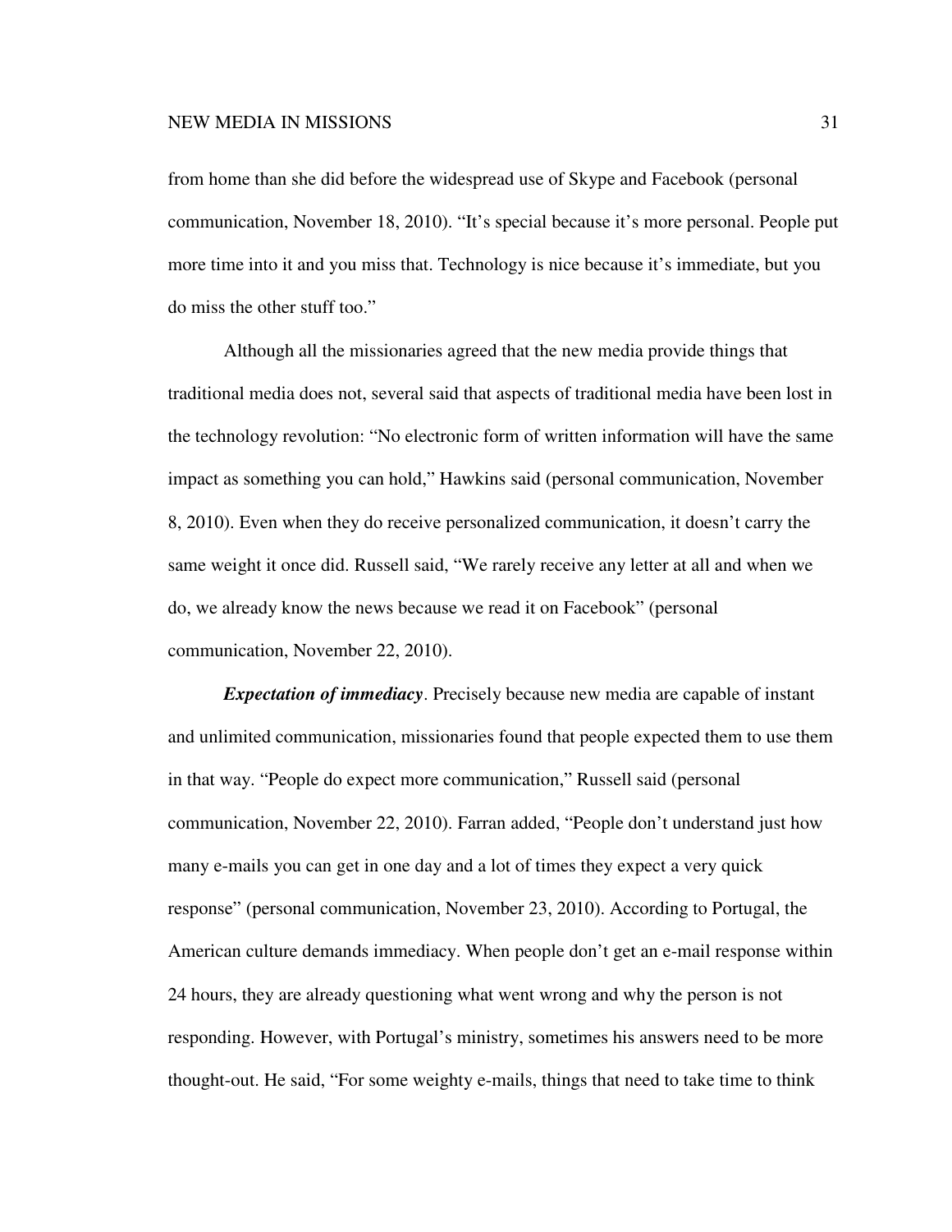from home than she did before the widespread use of Skype and Facebook (personal communication, November 18, 2010). "It's special because it's more personal. People put more time into it and you miss that. Technology is nice because it's immediate, but you do miss the other stuff too."

Although all the missionaries agreed that the new media provide things that traditional media does not, several said that aspects of traditional media have been lost in the technology revolution: "No electronic form of written information will have the same impact as something you can hold," Hawkins said (personal communication, November 8, 2010). Even when they do receive personalized communication, it doesn't carry the same weight it once did. Russell said, "We rarely receive any letter at all and when we do, we already know the news because we read it on Facebook" (personal communication, November 22, 2010).

***Expectation of immediacy*.** Precisely because new media are capable of instant and unlimited communication, missionaries found that people expected them to use them in that way. "People do expect more communication," Russell said (personal communication, November 22, 2010). Farran added, "People don't understand just how many e-mails you can get in one day and a lot of times they expect a very quick response" (personal communication, November 23, 2010). According to Portugal, the American culture demands immediacy. When people don't get an e-mail response within 24 hours, they are already questioning what went wrong and why the person is not responding. However, with Portugal's ministry, sometimes his answers need to be more thought-out. He said, "For some weighty e-mails, things that need to take time to think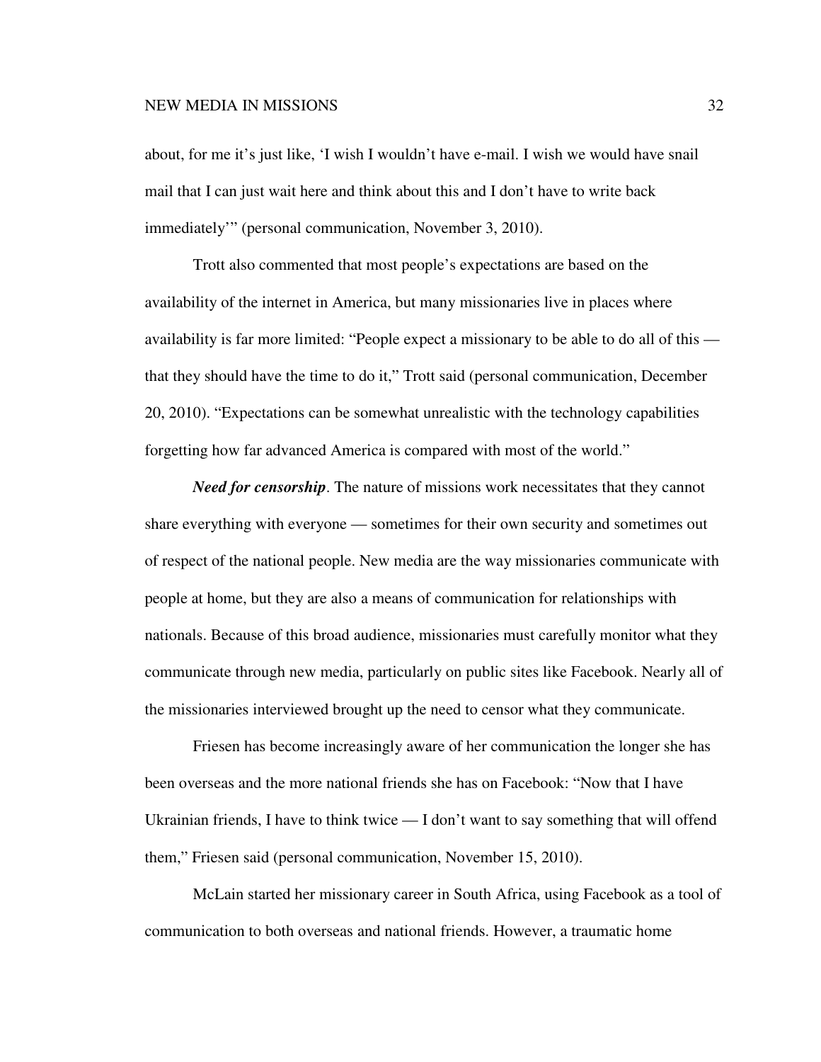about, for me it's just like, 'I wish I wouldn't have e-mail. I wish we would have snail mail that I can just wait here and think about this and I don't have to write back immediately'" (personal communication, November 3, 2010).

Trott also commented that most people's expectations are based on the availability of the internet in America, but many missionaries live in places where availability is far more limited: "People expect a missionary to be able to do all of this — that they should have the time to do it," Trott said (personal communication, December 20, 2010). "Expectations can be somewhat unrealistic with the technology capabilities forgetting how far advanced America is compared with most of the world."

***Need for censorship***. The nature of missions work necessitates that they cannot share everything with everyone — sometimes for their own security and sometimes out of respect of the national people. New media are the way missionaries communicate with people at home, but they are also a means of communication for relationships with nationals. Because of this broad audience, missionaries must carefully monitor what they communicate through new media, particularly on public sites like Facebook. Nearly all of the missionaries interviewed brought up the need to censor what they communicate.

Friesen has become increasingly aware of her communication the longer she has been overseas and the more national friends she has on Facebook: "Now that I have Ukrainian friends, I have to think twice — I don't want to say something that will offend them," Friesen said (personal communication, November 15, 2010).

McLain started her missionary career in South Africa, using Facebook as a tool of communication to both overseas and national friends. However, a traumatic home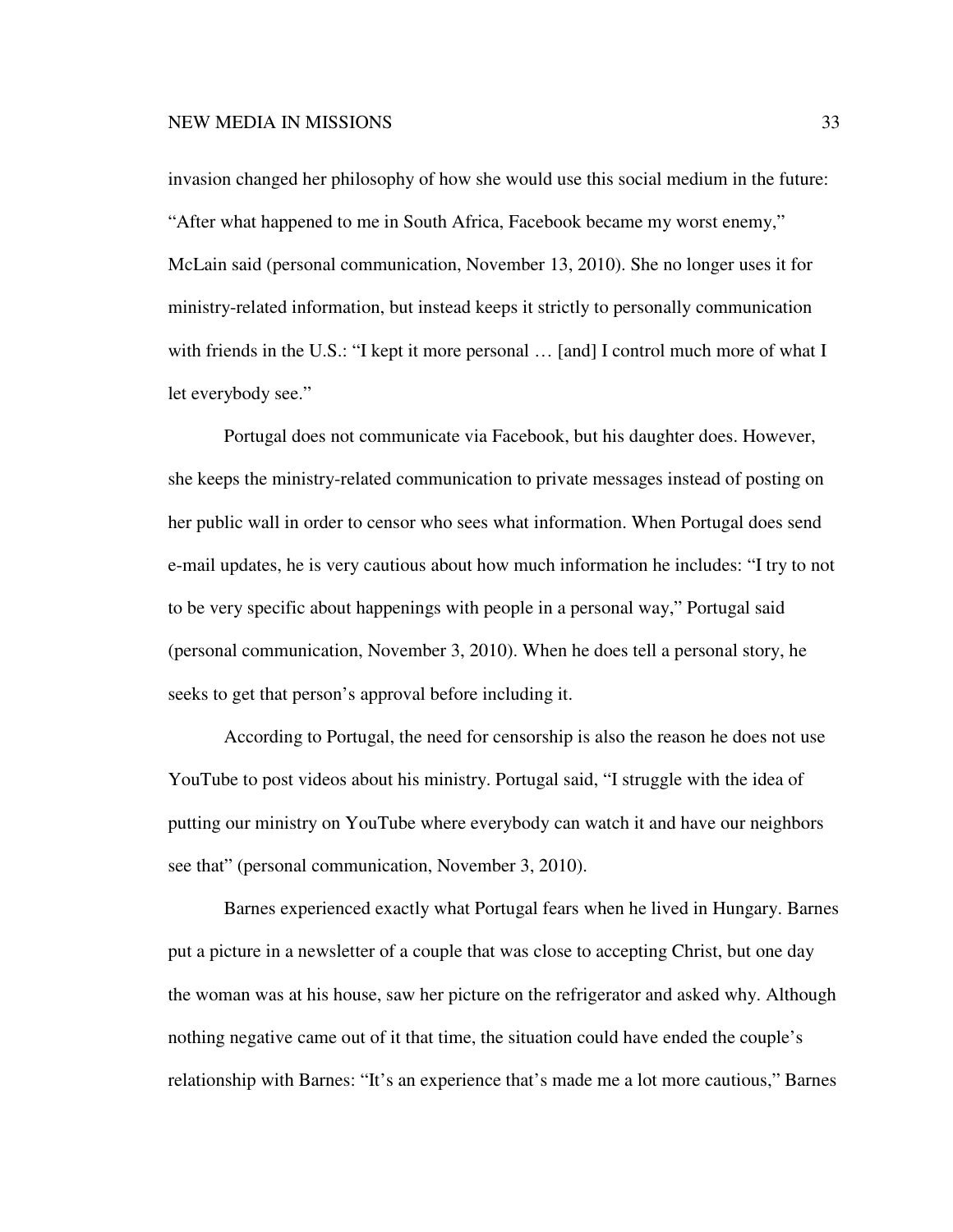invasion changed her philosophy of how she would use this social medium in the future: "After what happened to me in South Africa, Facebook became my worst enemy," McLain said (personal communication, November 13, 2010). She no longer uses it for ministry-related information, but instead keeps it strictly to personally communication with friends in the U.S.: "I kept it more personal … [and] I control much more of what I let everybody see."

Portugal does not communicate via Facebook, but his daughter does. However, she keeps the ministry-related communication to private messages instead of posting on her public wall in order to censor who sees what information. When Portugal does send e-mail updates, he is very cautious about how much information he includes: "I try to not to be very specific about happenings with people in a personal way," Portugal said (personal communication, November 3, 2010). When he does tell a personal story, he seeks to get that person's approval before including it.

According to Portugal, the need for censorship is also the reason he does not use YouTube to post videos about his ministry. Portugal said, "I struggle with the idea of putting our ministry on YouTube where everybody can watch it and have our neighbors see that" (personal communication, November 3, 2010).

Barnes experienced exactly what Portugal fears when he lived in Hungary. Barnes put a picture in a newsletter of a couple that was close to accepting Christ, but one day the woman was at his house, saw her picture on the refrigerator and asked why. Although nothing negative came out of it that time, the situation could have ended the couple's relationship with Barnes: "It's an experience that's made me a lot more cautious," Barnes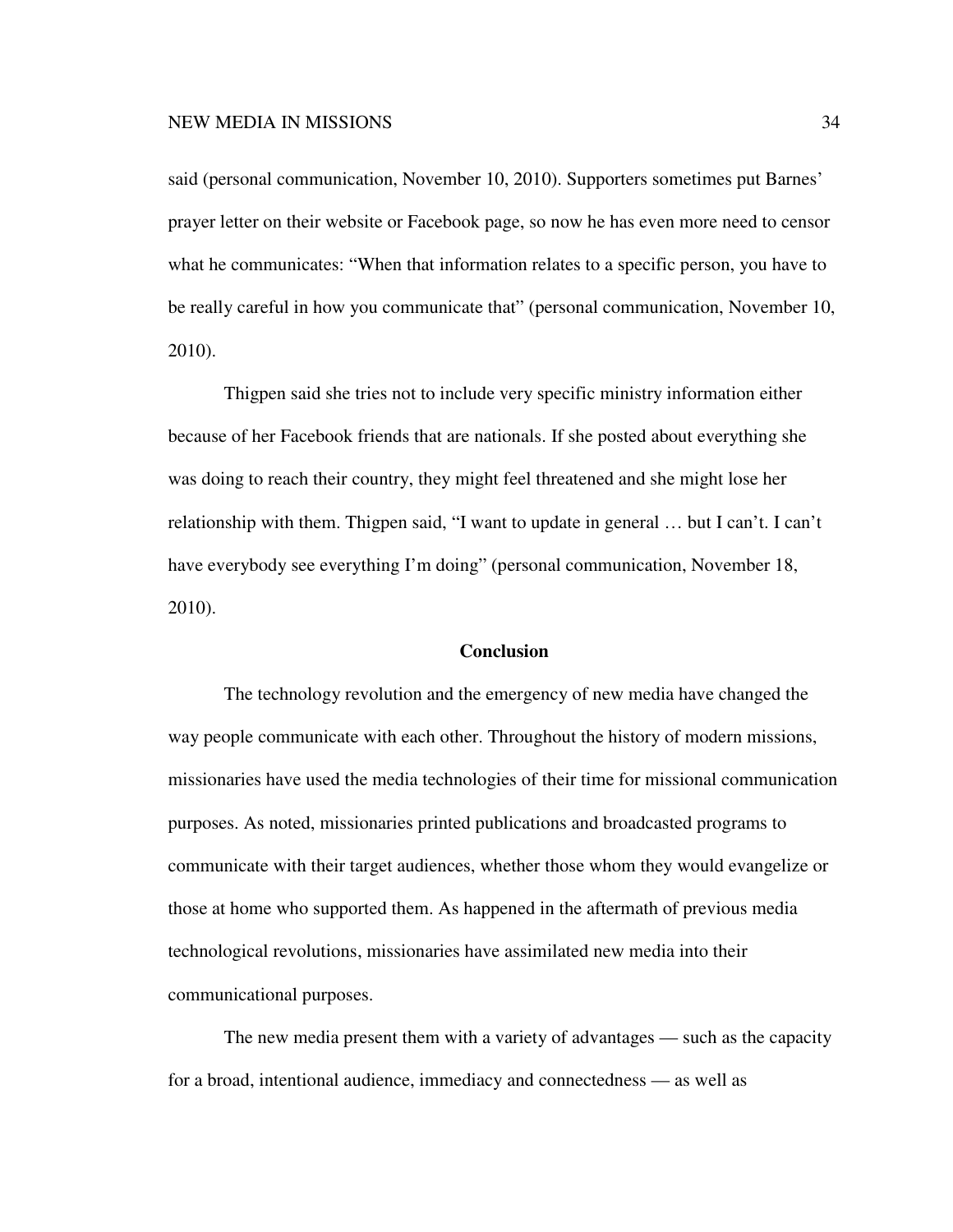said (personal communication, November 10, 2010). Supporters sometimes put Barnes' prayer letter on their website or Facebook page, so now he has even more need to censor what he communicates: "When that information relates to a specific person, you have to be really careful in how you communicate that" (personal communication, November 10, 2010).

Thigpen said she tries not to include very specific ministry information either because of her Facebook friends that are nationals. If she posted about everything she was doing to reach their country, they might feel threatened and she might lose her relationship with them. Thigpen said, "I want to update in general … but I can't. I can't have everybody see everything I'm doing" (personal communication, November 18, 2010).

## Conclusion

The technology revolution and the emergency of new media have changed the way people communicate with each other. Throughout the history of modern missions, missionaries have used the media technologies of their time for missional communication purposes. As noted, missionaries printed publications and broadcasted programs to communicate with their target audiences, whether those whom they would evangelize or those at home who supported them. As happened in the aftermath of previous media technological revolutions, missionaries have assimilated new media into their communicational purposes.

The new media present them with a variety of advantages — such as the capacity for a broad, intentional audience, immediacy and connectedness — as well as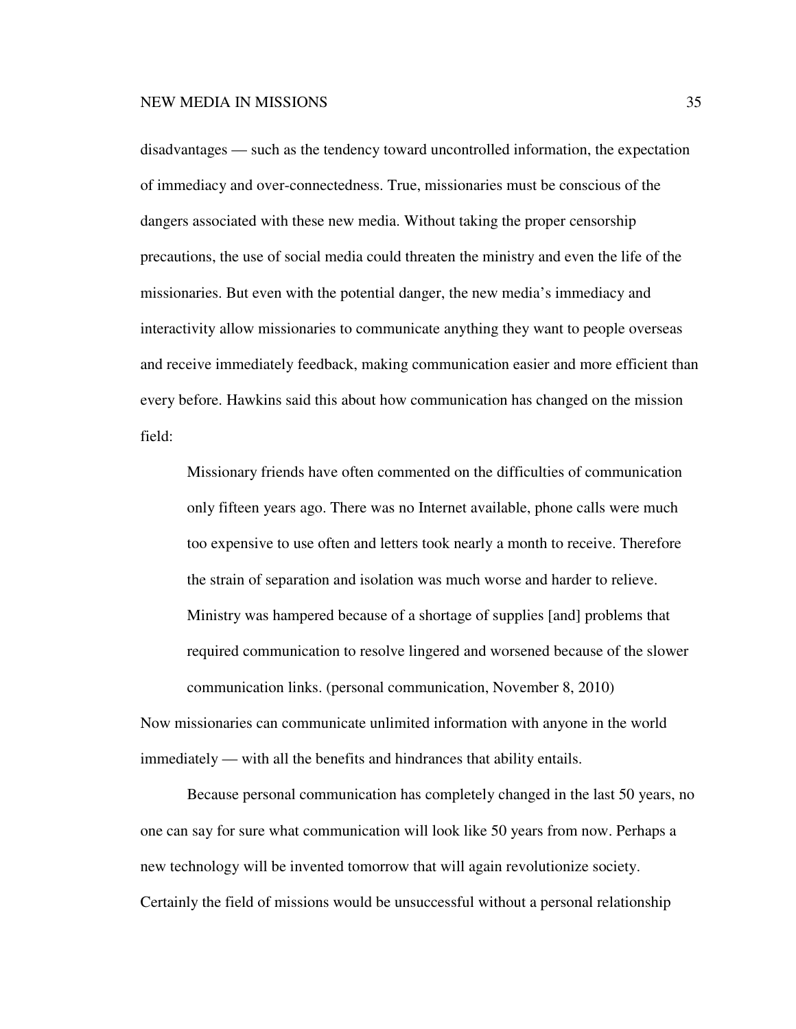disadvantages — such as the tendency toward uncontrolled information, the expectation of immediacy and over-connectedness. True, missionaries must be conscious of the dangers associated with these new media. Without taking the proper censorship precautions, the use of social media could threaten the ministry and even the life of the missionaries. But even with the potential danger, the new media's immediacy and interactivity allow missionaries to communicate anything they want to people overseas and receive immediately feedback, making communication easier and more efficient than every before. Hawkins said this about how communication has changed on the mission field:

> Missionary friends have often commented on the difficulties of communication only fifteen years ago. There was no Internet available, phone calls were much too expensive to use often and letters took nearly a month to receive. Therefore the strain of separation and isolation was much worse and harder to relieve. Ministry was hampered because of a shortage of supplies [and] problems that required communication to resolve lingered and worsened because of the slower communication links. (personal communication, November 8, 2010)

Now missionaries can communicate unlimited information with anyone in the world immediately — with all the benefits and hindrances that ability entails.

Because personal communication has completely changed in the last 50 years, no one can say for sure what communication will look like 50 years from now. Perhaps a new technology will be invented tomorrow that will again revolutionize society. Certainly the field of missions would be unsuccessful without a personal relationship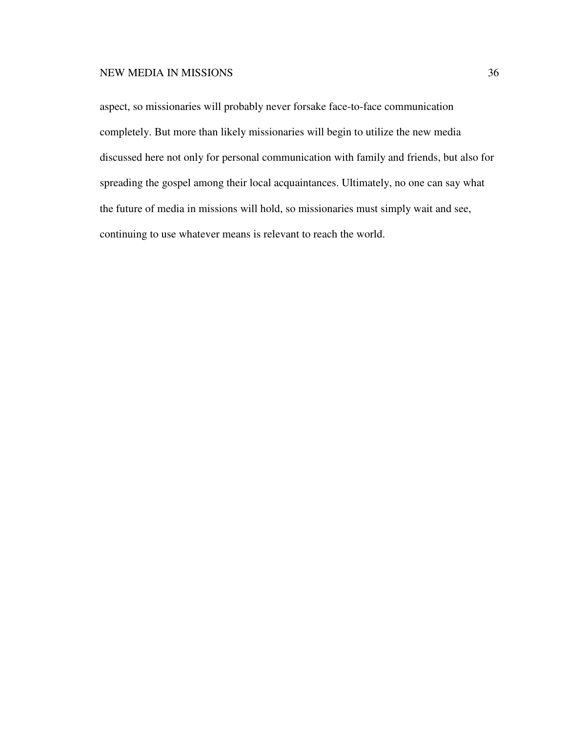aspect, so missionaries will probably never forsake face-to-face communication completely. But more than likely missionaries will begin to utilize the new media discussed here not only for personal communication with family and friends, but also for spreading the gospel among their local acquaintances. Ultimately, no one can say what the future of media in missions will hold, so missionaries must simply wait and see, continuing to use whatever means is relevant to reach the world.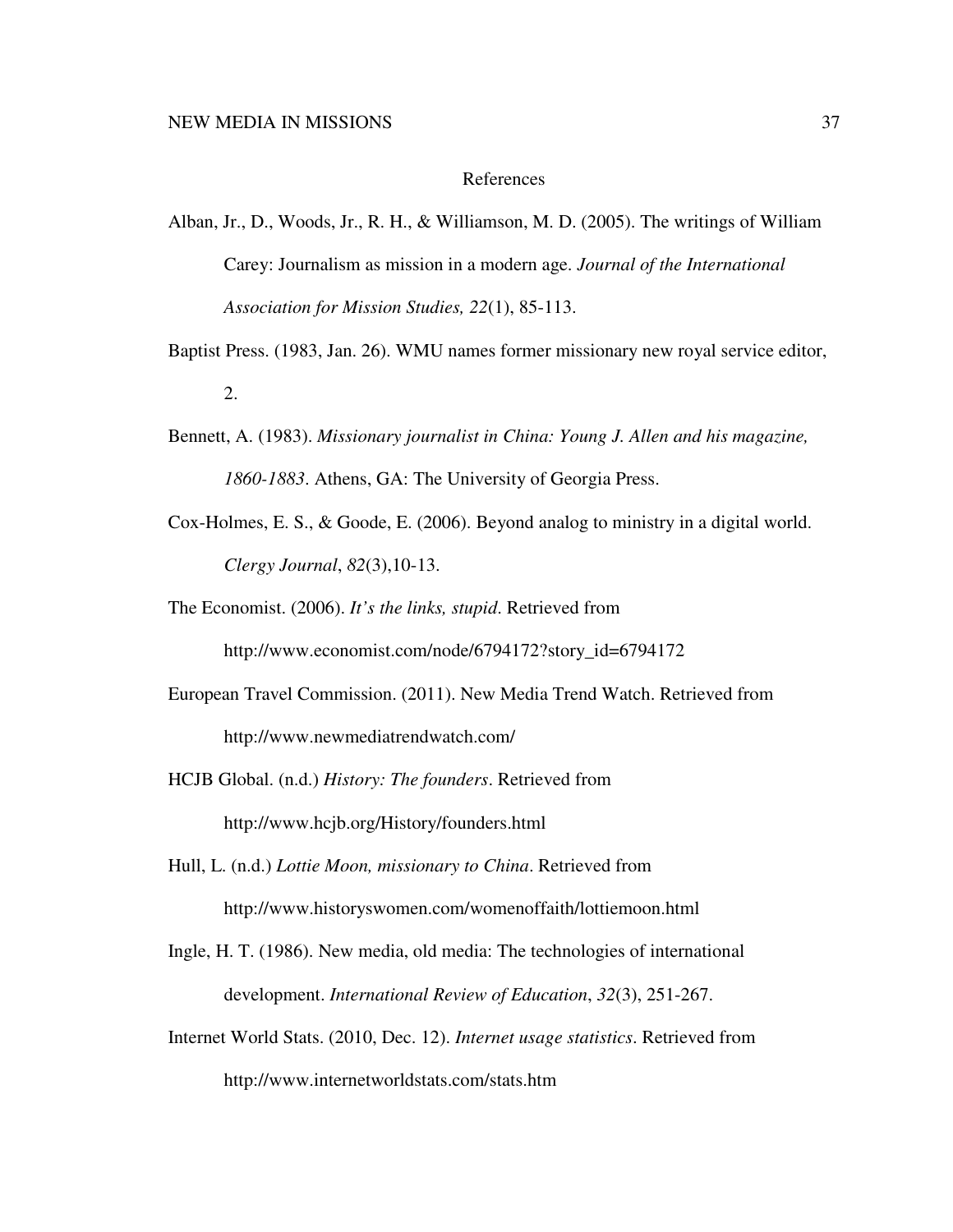# References

Alban, Jr., D., Woods, Jr., R. H., & Williamson, M. D. (2005). The writings of William Carey: Journalism as mission in a modern age. *Journal of the International Association for Mission Studies, 22*(1), 85-113.

Baptist Press. (1983, Jan. 26). WMU names former missionary new royal service editor, 2.

Bennett, A. (1983). *Missionary journalist in China: Young J. Allen and his magazine, 1860-1883*. Athens, GA: The University of Georgia Press.

Cox-Holmes, E. S., & Goode, E. (2006). Beyond analog to ministry in a digital world. *Clergy Journal*, *82*(3),10-13.

The Economist. (2006). *It's the links, stupid*. Retrieved from http://www.economist.com/node/6794172?story_id=6794172

European Travel Commission. (2011). New Media Trend Watch. Retrieved from http://www.newmediatrendwatch.com/

HCJB Global. (n.d.) *History: The founders*. Retrieved from http://www.hcjb.org/History/founders.html

Hull, L. (n.d.) *Lottie Moon, missionary to China*. Retrieved from http://www.historyswomen.com/womenoffaith/lottiemoon.html

Ingle, H. T. (1986). New media, old media: The technologies of international development. *International Review of Education*, *32*(3), 251-267.

Internet World Stats. (2010, Dec. 12). *Internet usage statistics*. Retrieved from http://www.internetworldstats.com/stats.htm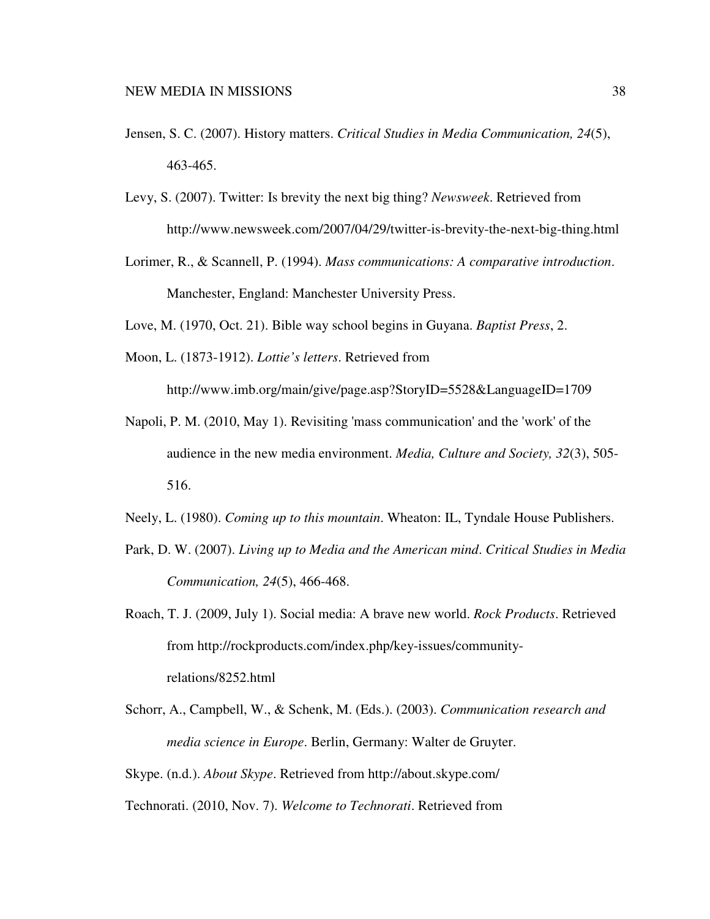Jensen, S. C. (2007). History matters. *Critical Studies in Media Communication, 24*(5), 463-465.

Levy, S. (2007). Twitter: Is brevity the next big thing? *Newsweek*. Retrieved from http://www.newsweek.com/2007/04/29/twitter-is-brevity-the-next-big-thing.html

Lorimer, R., & Scannell, P. (1994). *Mass communications: A comparative introduction*. Manchester, England: Manchester University Press.

Love, M. (1970, Oct. 21). Bible way school begins in Guyana. *Baptist Press*, 2.

Moon, L. (1873-1912). *Lottie's letters*. Retrieved from http://www.imb.org/main/give/page.asp?StoryID=5528&LanguageID=1709

Napoli, P. M. (2010, May 1). Revisiting 'mass communication' and the 'work' of the audience in the new media environment. *Media, Culture and Society, 32*(3), 505-516.

Neely, L. (1980). *Coming up to this mountain*. Wheaton: IL, Tyndale House Publishers.

Park, D. W. (2007). *Living up to Media and the American mind*. *Critical Studies in Media Communication, 24*(5), 466-468.

Roach, T. J. (2009, July 1). Social media: A brave new world. *Rock Products*. Retrieved from http://rockproducts.com/index.php/key-issues/community-relations/8252.html

Schorr, A., Campbell, W., & Schenk, M. (Eds.). (2003). *Communication research and media science in Europe*. Berlin, Germany: Walter de Gruyter.

Skype. (n.d.). *About Skype*. Retrieved from http://about.skype.com/

Technorati. (2010, Nov. 7). *Welcome to Technorati*. Retrieved from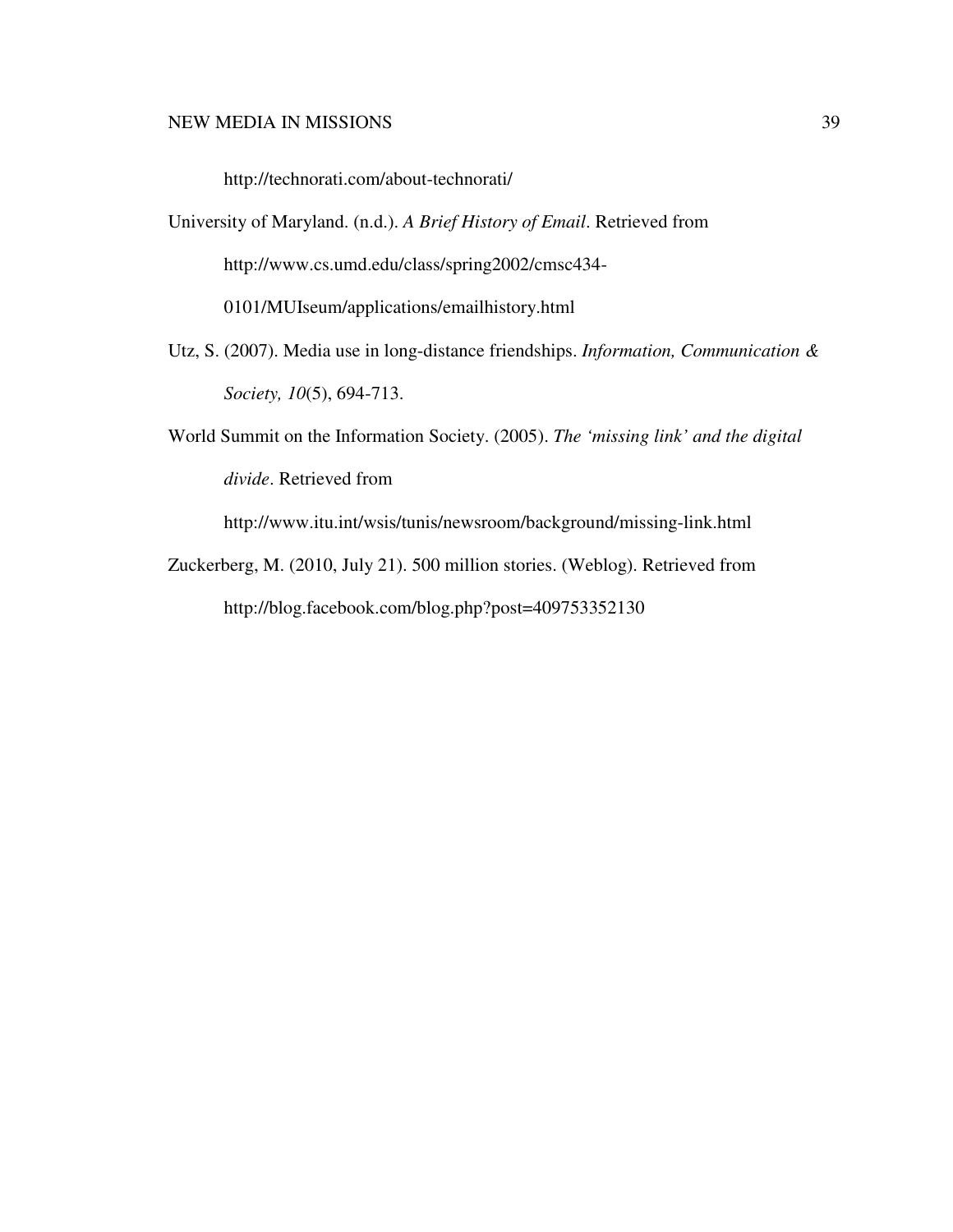http://technorati.com/about-technorati/

University of Maryland. (n.d.). *A Brief History of Email*. Retrieved from http://www.cs.umd.edu/class/spring2002/cmsc434-0101/MUIseum/applications/emailhistory.html

Utz, S. (2007). Media use in long-distance friendships. *Information, Communication & Society, 10*(5), 694-713.

World Summit on the Information Society. (2005). *The 'missing link' and the digital divide*. Retrieved from http://www.itu.int/wsis/tunis/newsroom/background/missing-link.html

Zuckerberg, M. (2010, July 21). 500 million stories. (Weblog). Retrieved from http://blog.facebook.com/blog.php?post=409753352130